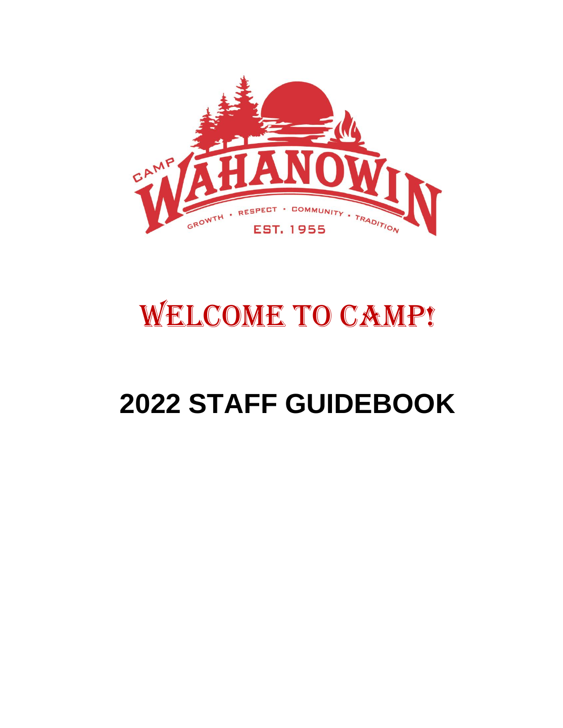CAMP WAHANOWIN

GROWTH • RESPECT • COMMUNITY • TRADITION

EST. 1955

# WELCOME TO CAMP!

# 2022 STAFF GUIDEBOOK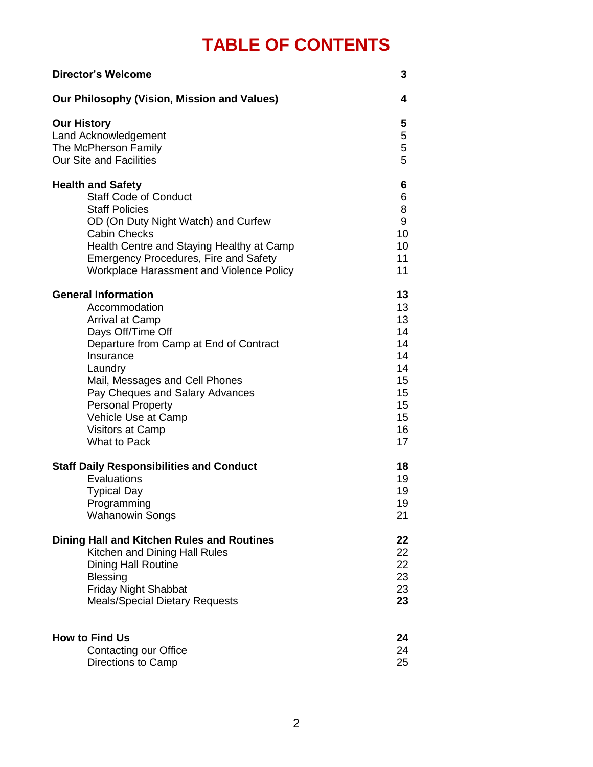# TABLE OF CONTENTS

| | |
|---|---|
| **Director's Welcome** | **3** |
| **Our Philosophy (Vision, Mission and Values)** | **4** |
| **Our History** | **5** |
| Land Acknowledgement | 5 |
| The McPherson Family | 5 |
| Our Site and Facilities | 5 |
| **Health and Safety** | **6** |
| Staff Code of Conduct | 6 |
| Staff Policies | 8 |
| OD (On Duty Night Watch) and Curfew | 9 |
| Cabin Checks | 10 |
| Health Centre and Staying Healthy at Camp | 10 |
| Emergency Procedures, Fire and Safety | 11 |
| Workplace Harassment and Violence Policy | 11 |
| **General Information** | **13** |
| Accommodation | 13 |
| Arrival at Camp | 13 |
| Days Off/Time Off | 14 |
| Departure from Camp at End of Contract | 14 |
| Insurance | 14 |
| Laundry | 14 |
| Mail, Messages and Cell Phones | 15 |
| Pay Cheques and Salary Advances | 15 |
| Personal Property | 15 |
| Vehicle Use at Camp | 15 |
| Visitors at Camp | 16 |
| What to Pack | 17 |
| **Staff Daily Responsibilities and Conduct** | **18** |
| Evaluations | 19 |
| Typical Day | 19 |
| Programming | 19 |
| Wahanowin Songs | 21 |
| **Dining Hall and Kitchen Rules and Routines** | **22** |
| Kitchen and Dining Hall Rules | 22 |
| Dining Hall Routine | 22 |
| Blessing | 23 |
| Friday Night Shabbat | 23 |
| Meals/Special Dietary Requests | **23** |
| **How to Find Us** | **24** |
| Contacting our Office | 24 |
| Directions to Camp | 25 |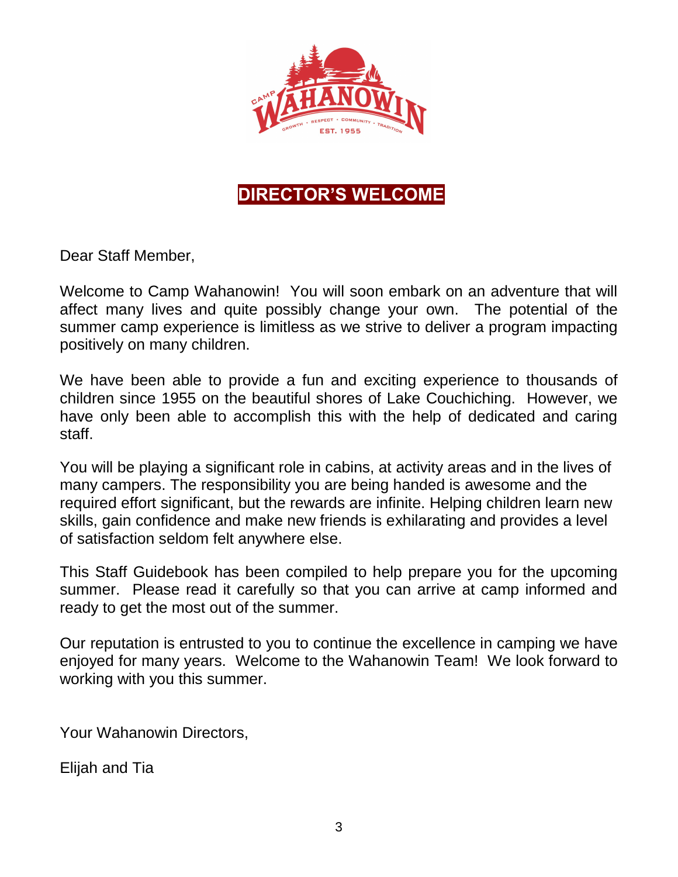## DIRECTOR'S WELCOME

Dear Staff Member,

Welcome to Camp Wahanowin! You will soon embark on an adventure that will affect many lives and quite possibly change your own. The potential of the summer camp experience is limitless as we strive to deliver a program impacting positively on many children.

We have been able to provide a fun and exciting experience to thousands of children since 1955 on the beautiful shores of Lake Couchiching. However, we have only been able to accomplish this with the help of dedicated and caring staff.

You will be playing a significant role in cabins, at activity areas and in the lives of many campers. The responsibility you are being handed is awesome and the required effort significant, but the rewards are infinite. Helping children learn new skills, gain confidence and make new friends is exhilarating and provides a level of satisfaction seldom felt anywhere else.

This Staff Guidebook has been compiled to help prepare you for the upcoming summer. Please read it carefully so that you can arrive at camp informed and ready to get the most out of the summer.

Our reputation is entrusted to you to continue the excellence in camping we have enjoyed for many years. Welcome to the Wahanowin Team! We look forward to working with you this summer.

Your Wahanowin Directors,

Elijah and Tia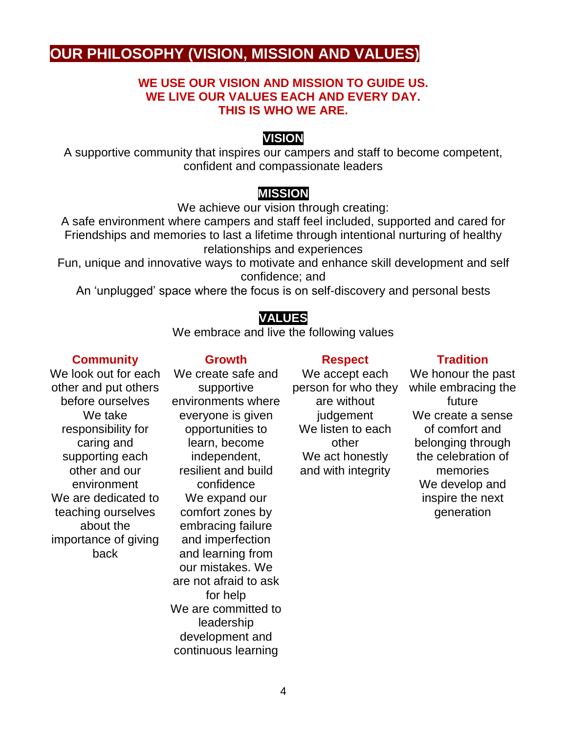# OUR PHILOSOPHY (VISION, MISSION AND VALUES)

**WE USE OUR VISION AND MISSION TO GUIDE US.**
**WE LIVE OUR VALUES EACH AND EVERY DAY.**
**THIS IS WHO WE ARE.**

## VISION

A supportive community that inspires our campers and staff to become competent, confident and compassionate leaders

## MISSION

We achieve our vision through creating:

A safe environment where campers and staff feel included, supported and cared for

Friendships and memories to last a lifetime through intentional nurturing of healthy relationships and experiences

Fun, unique and innovative ways to motivate and enhance skill development and self confidence; and

An 'unplugged' space where the focus is on self-discovery and personal bests

## VALUES

We embrace and live the following values

### Community

We look out for each other and put others before ourselves

We take responsibility for caring and supporting each other and our environment

We are dedicated to teaching ourselves about the importance of giving back

### Growth

We create safe and supportive environments where everyone is given opportunities to learn, become independent, resilient and build confidence

We expand our comfort zones by embracing failure and imperfection and learning from our mistakes. We are not afraid to ask for help

We are committed to leadership development and continuous learning

### Respect

We accept each person for who they are without judgement

We listen to each other

We act honestly and with integrity

### Tradition

We honour the past while embracing the future

We create a sense of comfort and belonging through the celebration of memories

We develop and inspire the next generation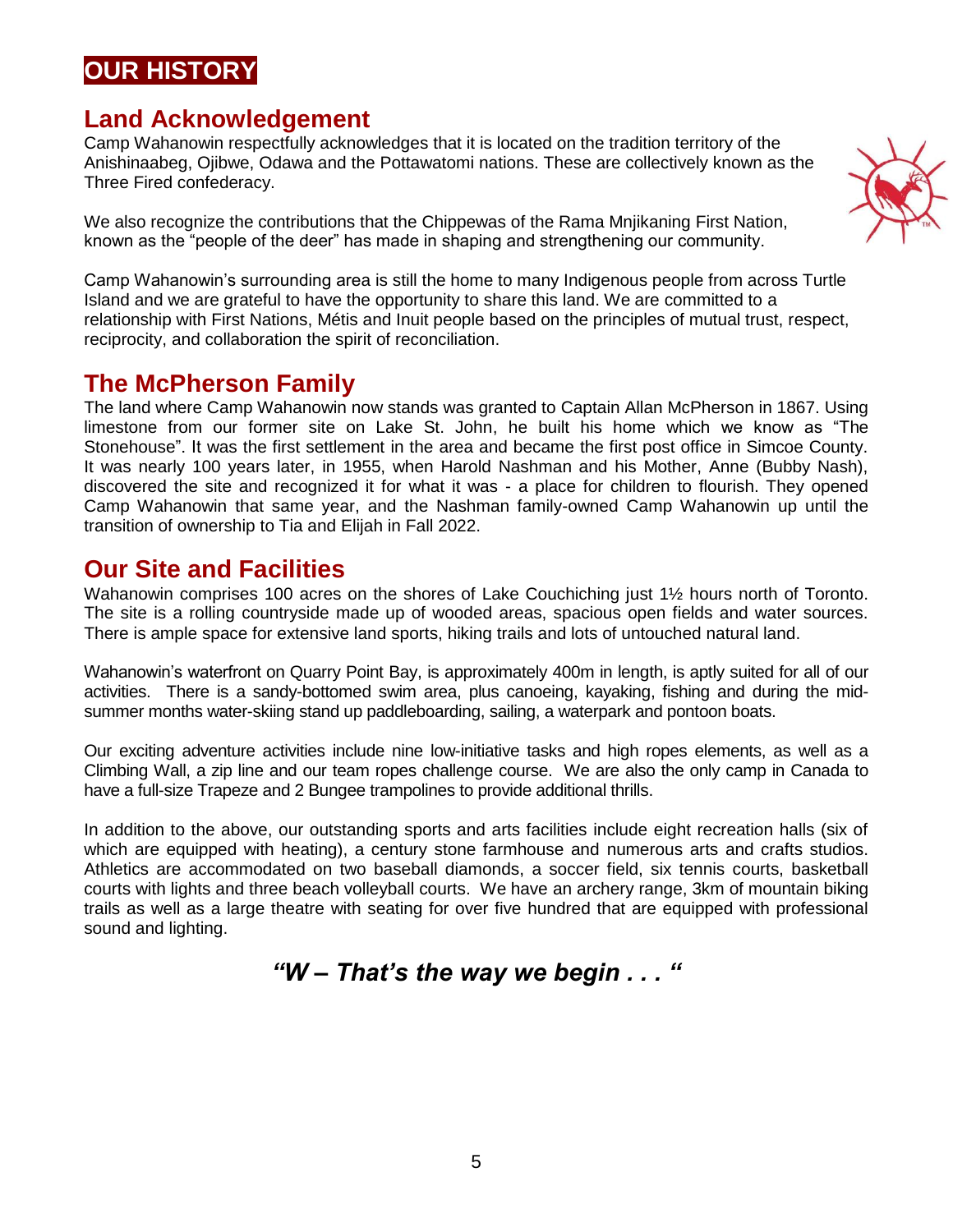# OUR HISTORY

## Land Acknowledgement

Camp Wahanowin respectfully acknowledges that it is located on the tradition territory of the Anishinaabeg, Ojibwe, Odawa and the Pottawatomi nations. These are collectively known as the Three Fired confederacy.

We also recognize the contributions that the Chippewas of the Rama Mnjikaning First Nation, known as the "people of the deer" has made in shaping and strengthening our community.

Camp Wahanowin's surrounding area is still the home to many Indigenous people from across Turtle Island and we are grateful to have the opportunity to share this land. We are committed to a relationship with First Nations, Métis and Inuit people based on the principles of mutual trust, respect, reciprocity, and collaboration the spirit of reconciliation.

## The McPherson Family

The land where Camp Wahanowin now stands was granted to Captain Allan McPherson in 1867. Using limestone from our former site on Lake St. John, he built his home which we know as "The Stonehouse". It was the first settlement in the area and became the first post office in Simcoe County. It was nearly 100 years later, in 1955, when Harold Nashman and his Mother, Anne (Bubby Nash), discovered the site and recognized it for what it was - a place for children to flourish. They opened Camp Wahanowin that same year, and the Nashman family-owned Camp Wahanowin up until the transition of ownership to Tia and Elijah in Fall 2022.

## Our Site and Facilities

Wahanowin comprises 100 acres on the shores of Lake Couchiching just 1½ hours north of Toronto. The site is a rolling countryside made up of wooded areas, spacious open fields and water sources. There is ample space for extensive land sports, hiking trails and lots of untouched natural land.

Wahanowin's waterfront on Quarry Point Bay, is approximately 400m in length, is aptly suited for all of our activities. There is a sandy-bottomed swim area, plus canoeing, kayaking, fishing and during the mid-summer months water-skiing stand up paddleboarding, sailing, a waterpark and pontoon boats.

Our exciting adventure activities include nine low-initiative tasks and high ropes elements, as well as a Climbing Wall, a zip line and our team ropes challenge course. We are also the only camp in Canada to have a full-size Trapeze and 2 Bungee trampolines to provide additional thrills.

In addition to the above, our outstanding sports and arts facilities include eight recreation halls (six of which are equipped with heating), a century stone farmhouse and numerous arts and crafts studios. Athletics are accommodated on two baseball diamonds, a soccer field, six tennis courts, basketball courts with lights and three beach volleyball courts. We have an archery range, 3km of mountain biking trails as well as a large theatre with seating for over five hundred that are equipped with professional sound and lighting.

***"W – That's the way we begin . . . "***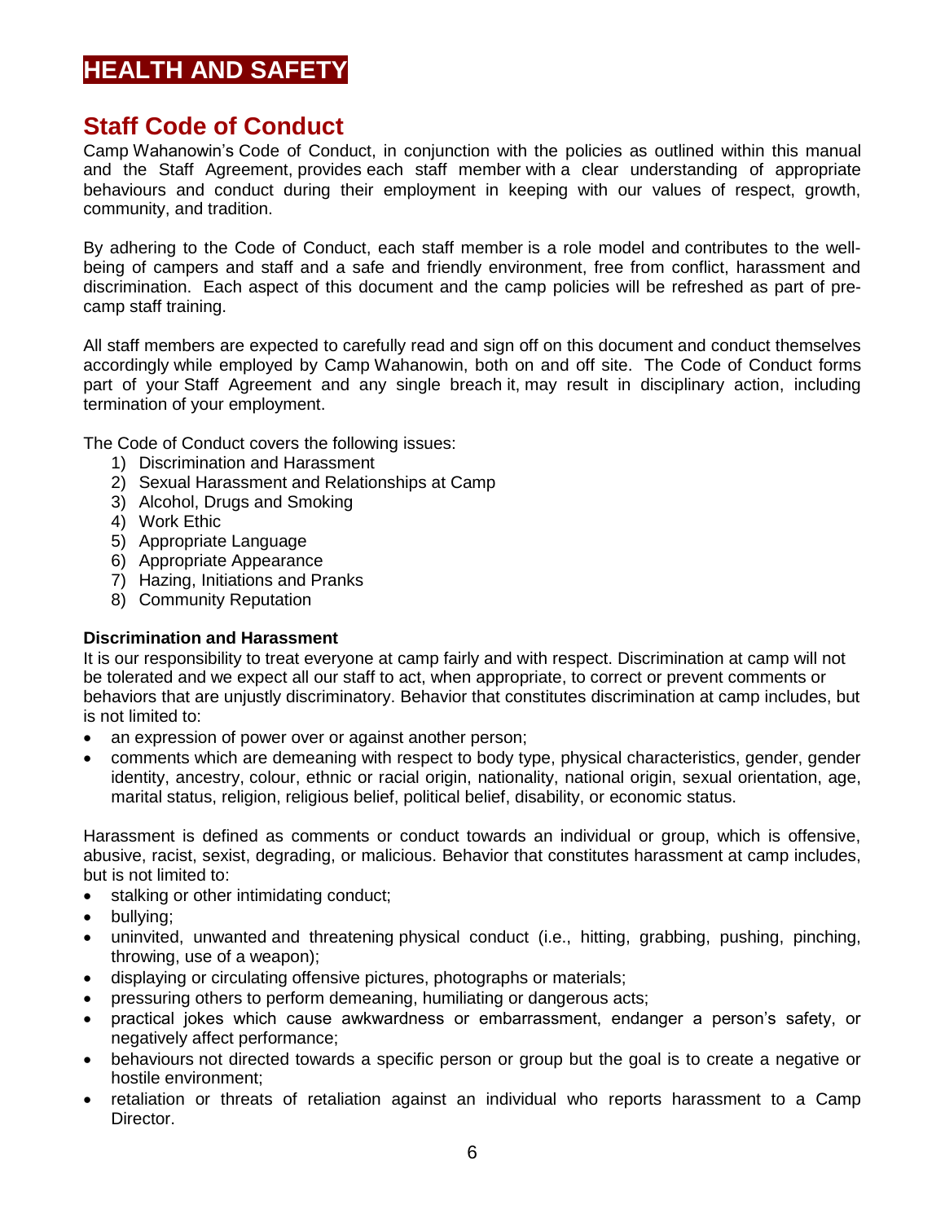# HEALTH AND SAFETY

## Staff Code of Conduct

Camp Wahanowin's Code of Conduct, in conjunction with the policies as outlined within this manual and the Staff Agreement, provides each staff member with a clear understanding of appropriate behaviours and conduct during their employment in keeping with our values of respect, growth, community, and tradition.

By adhering to the Code of Conduct, each staff member is a role model and contributes to the well-being of campers and staff and a safe and friendly environment, free from conflict, harassment and discrimination. Each aspect of this document and the camp policies will be refreshed as part of pre-camp staff training.

All staff members are expected to carefully read and sign off on this document and conduct themselves accordingly while employed by Camp Wahanowin, both on and off site. The Code of Conduct forms part of your Staff Agreement and any single breach it, may result in disciplinary action, including termination of your employment.

The Code of Conduct covers the following issues:

1) Discrimination and Harassment
2) Sexual Harassment and Relationships at Camp
3) Alcohol, Drugs and Smoking
4) Work Ethic
5) Appropriate Language
6) Appropriate Appearance
7) Hazing, Initiations and Pranks
8) Community Reputation

**Discrimination and Harassment**

It is our responsibility to treat everyone at camp fairly and with respect. Discrimination at camp will not be tolerated and we expect all our staff to act, when appropriate, to correct or prevent comments or behaviors that are unjustly discriminatory. Behavior that constitutes discrimination at camp includes, but is not limited to:

- an expression of power over or against another person;
- comments which are demeaning with respect to body type, physical characteristics, gender, gender identity, ancestry, colour, ethnic or racial origin, nationality, national origin, sexual orientation, age, marital status, religion, religious belief, political belief, disability, or economic status.

Harassment is defined as comments or conduct towards an individual or group, which is offensive, abusive, racist, sexist, degrading, or malicious. Behavior that constitutes harassment at camp includes, but is not limited to:

- stalking or other intimidating conduct;
- bullying;
- uninvited, unwanted and threatening physical conduct (i.e., hitting, grabbing, pushing, pinching, throwing, use of a weapon);
- displaying or circulating offensive pictures, photographs or materials;
- pressuring others to perform demeaning, humiliating or dangerous acts;
- practical jokes which cause awkwardness or embarrassment, endanger a person's safety, or negatively affect performance;
- behaviours not directed towards a specific person or group but the goal is to create a negative or hostile environment;
- retaliation or threats of retaliation against an individual who reports harassment to a Camp Director.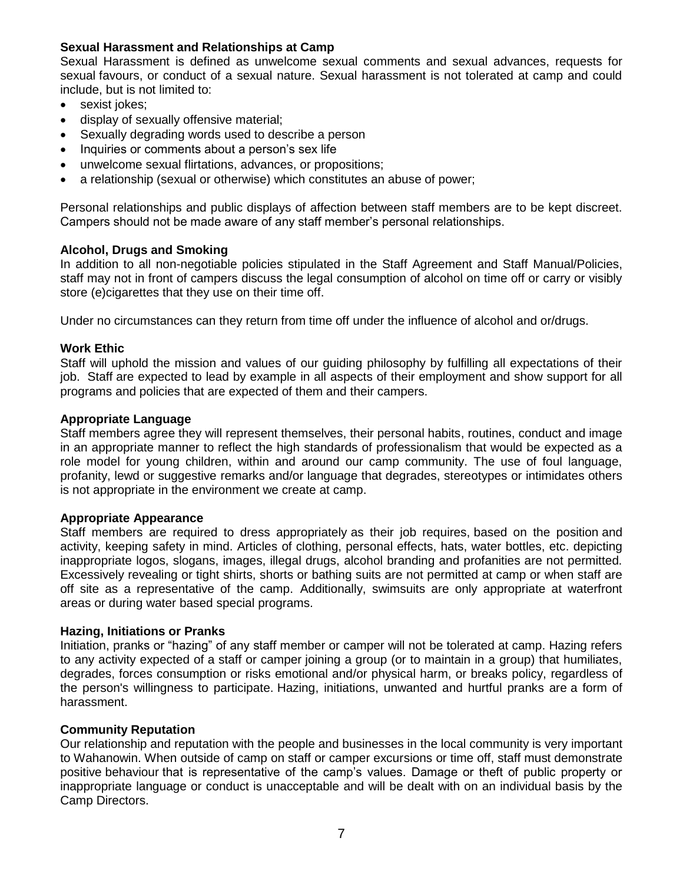**Sexual Harassment and Relationships at Camp**

Sexual Harassment is defined as unwelcome sexual comments and sexual advances, requests for sexual favours, or conduct of a sexual nature. Sexual harassment is not tolerated at camp and could include, but is not limited to:

- sexist jokes;
- display of sexually offensive material;
- Sexually degrading words used to describe a person
- Inquiries or comments about a person's sex life
- unwelcome sexual flirtations, advances, or propositions;
- a relationship (sexual or otherwise) which constitutes an abuse of power;

Personal relationships and public displays of affection between staff members are to be kept discreet. Campers should not be made aware of any staff member's personal relationships.

**Alcohol, Drugs and Smoking**

In addition to all non-negotiable policies stipulated in the Staff Agreement and Staff Manual/Policies, staff may not in front of campers discuss the legal consumption of alcohol on time off or carry or visibly store (e)cigarettes that they use on their time off.

Under no circumstances can they return from time off under the influence of alcohol and or/drugs.

**Work Ethic**

Staff will uphold the mission and values of our guiding philosophy by fulfilling all expectations of their job. Staff are expected to lead by example in all aspects of their employment and show support for all programs and policies that are expected of them and their campers.

**Appropriate Language**

Staff members agree they will represent themselves, their personal habits, routines, conduct and image in an appropriate manner to reflect the high standards of professionalism that would be expected as a role model for young children, within and around our camp community. The use of foul language, profanity, lewd or suggestive remarks and/or language that degrades, stereotypes or intimidates others is not appropriate in the environment we create at camp.

**Appropriate Appearance**

Staff members are required to dress appropriately as their job requires, based on the position and activity, keeping safety in mind. Articles of clothing, personal effects, hats, water bottles, etc. depicting inappropriate logos, slogans, images, illegal drugs, alcohol branding and profanities are not permitted. Excessively revealing or tight shirts, shorts or bathing suits are not permitted at camp or when staff are off site as a representative of the camp. Additionally, swimsuits are only appropriate at waterfront areas or during water based special programs.

**Hazing, Initiations or Pranks**

Initiation, pranks or "hazing" of any staff member or camper will not be tolerated at camp. Hazing refers to any activity expected of a staff or camper joining a group (or to maintain in a group) that humiliates, degrades, forces consumption or risks emotional and/or physical harm, or breaks policy, regardless of the person's willingness to participate. Hazing, initiations, unwanted and hurtful pranks are a form of harassment.

**Community Reputation**

Our relationship and reputation with the people and businesses in the local community is very important to Wahanowin. When outside of camp on staff or camper excursions or time off, staff must demonstrate positive behaviour that is representative of the camp's values. Damage or theft of public property or inappropriate language or conduct is unacceptable and will be dealt with on an individual basis by the Camp Directors.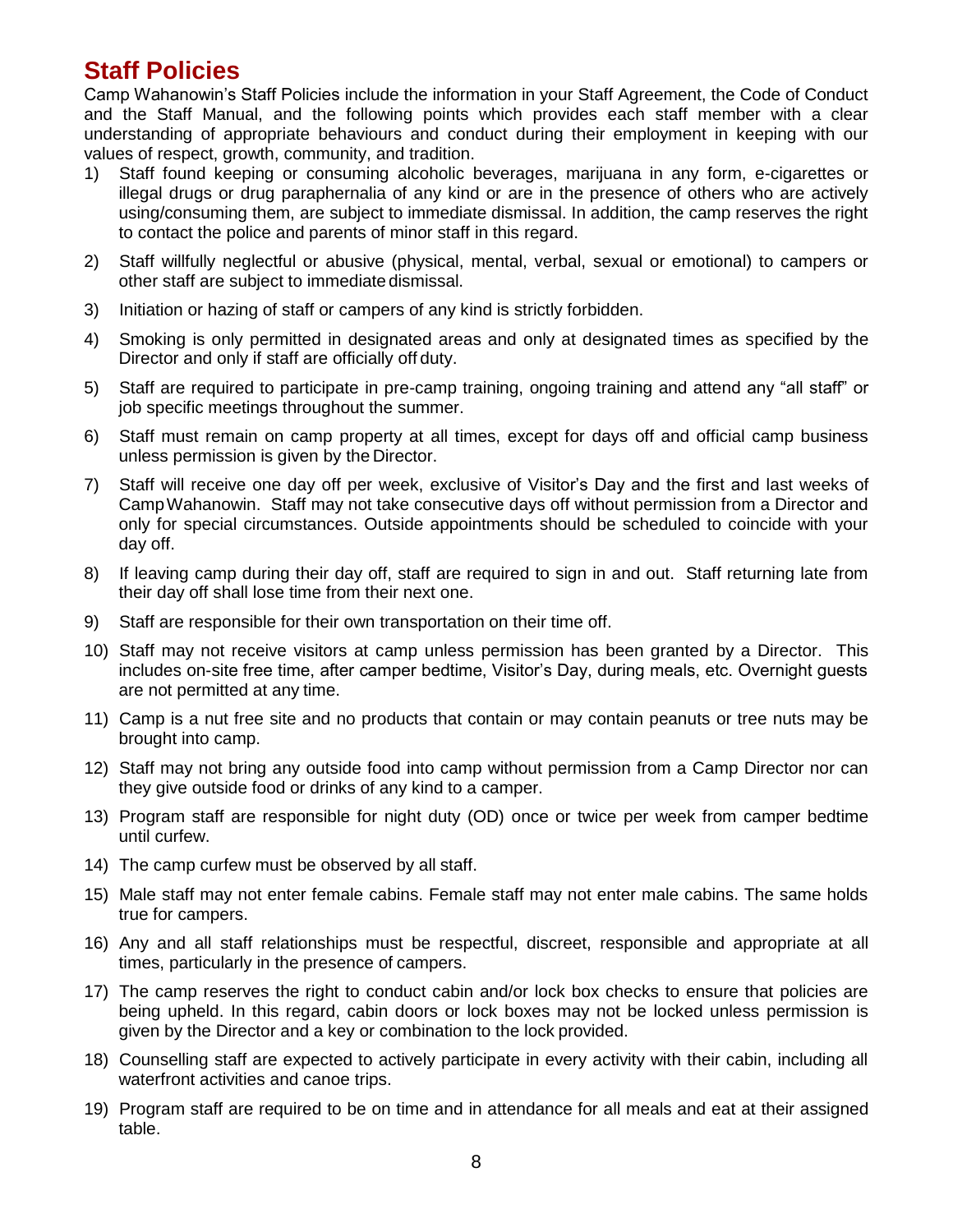## Staff Policies

Camp Wahanowin's Staff Policies include the information in your Staff Agreement, the Code of Conduct and the Staff Manual, and the following points which provides each staff member with a clear understanding of appropriate behaviours and conduct during their employment in keeping with our values of respect, growth, community, and tradition.

1) Staff found keeping or consuming alcoholic beverages, marijuana in any form, e-cigarettes or illegal drugs or drug paraphernalia of any kind or are in the presence of others who are actively using/consuming them, are subject to immediate dismissal. In addition, the camp reserves the right to contact the police and parents of minor staff in this regard.
2) Staff willfully neglectful or abusive (physical, mental, verbal, sexual or emotional) to campers or other staff are subject to immediate dismissal.
3) Initiation or hazing of staff or campers of any kind is strictly forbidden.
4) Smoking is only permitted in designated areas and only at designated times as specified by the Director and only if staff are officially off duty.
5) Staff are required to participate in pre-camp training, ongoing training and attend any "all staff" or job specific meetings throughout the summer.
6) Staff must remain on camp property at all times, except for days off and official camp business unless permission is given by the Director.
7) Staff will receive one day off per week, exclusive of Visitor's Day and the first and last weeks of Camp Wahanowin. Staff may not take consecutive days off without permission from a Director and only for special circumstances. Outside appointments should be scheduled to coincide with your day off.
8) If leaving camp during their day off, staff are required to sign in and out. Staff returning late from their day off shall lose time from their next one.
9) Staff are responsible for their own transportation on their time off.
10) Staff may not receive visitors at camp unless permission has been granted by a Director. This includes on-site free time, after camper bedtime, Visitor's Day, during meals, etc. Overnight guests are not permitted at any time.
11) Camp is a nut free site and no products that contain or may contain peanuts or tree nuts may be brought into camp.
12) Staff may not bring any outside food into camp without permission from a Camp Director nor can they give outside food or drinks of any kind to a camper.
13) Program staff are responsible for night duty (OD) once or twice per week from camper bedtime until curfew.
14) The camp curfew must be observed by all staff.
15) Male staff may not enter female cabins. Female staff may not enter male cabins. The same holds true for campers.
16) Any and all staff relationships must be respectful, discreet, responsible and appropriate at all times, particularly in the presence of campers.
17) The camp reserves the right to conduct cabin and/or lock box checks to ensure that policies are being upheld. In this regard, cabin doors or lock boxes may not be locked unless permission is given by the Director and a key or combination to the lock provided.
18) Counselling staff are expected to actively participate in every activity with their cabin, including all waterfront activities and canoe trips.
19) Program staff are required to be on time and in attendance for all meals and eat at their assigned table.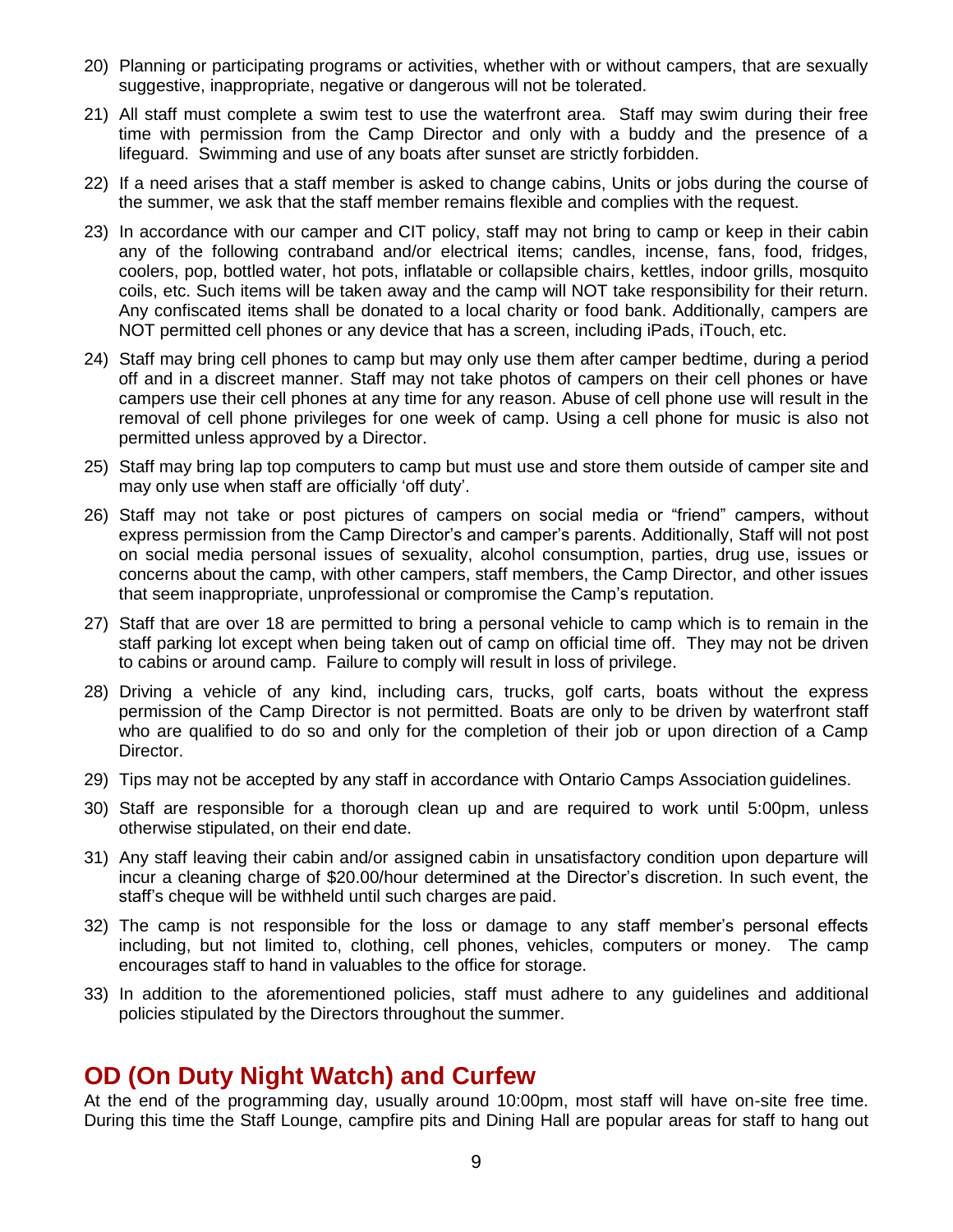20) Planning or participating programs or activities, whether with or without campers, that are sexually suggestive, inappropriate, negative or dangerous will not be tolerated.

21) All staff must complete a swim test to use the waterfront area. Staff may swim during their free time with permission from the Camp Director and only with a buddy and the presence of a lifeguard. Swimming and use of any boats after sunset are strictly forbidden.

22) If a need arises that a staff member is asked to change cabins, Units or jobs during the course of the summer, we ask that the staff member remains flexible and complies with the request.

23) In accordance with our camper and CIT policy, staff may not bring to camp or keep in their cabin any of the following contraband and/or electrical items; candles, incense, fans, food, fridges, coolers, pop, bottled water, hot pots, inflatable or collapsible chairs, kettles, indoor grills, mosquito coils, etc. Such items will be taken away and the camp will NOT take responsibility for their return. Any confiscated items shall be donated to a local charity or food bank. Additionally, campers are NOT permitted cell phones or any device that has a screen, including iPads, iTouch, etc.

24) Staff may bring cell phones to camp but may only use them after camper bedtime, during a period off and in a discreet manner. Staff may not take photos of campers on their cell phones or have campers use their cell phones at any time for any reason. Abuse of cell phone use will result in the removal of cell phone privileges for one week of camp. Using a cell phone for music is also not permitted unless approved by a Director.

25) Staff may bring lap top computers to camp but must use and store them outside of camper site and may only use when staff are officially 'off duty'.

26) Staff may not take or post pictures of campers on social media or "friend" campers, without express permission from the Camp Director's and camper's parents. Additionally, Staff will not post on social media personal issues of sexuality, alcohol consumption, parties, drug use, issues or concerns about the camp, with other campers, staff members, the Camp Director, and other issues that seem inappropriate, unprofessional or compromise the Camp's reputation.

27) Staff that are over 18 are permitted to bring a personal vehicle to camp which is to remain in the staff parking lot except when being taken out of camp on official time off. They may not be driven to cabins or around camp. Failure to comply will result in loss of privilege.

28) Driving a vehicle of any kind, including cars, trucks, golf carts, boats without the express permission of the Camp Director is not permitted. Boats are only to be driven by waterfront staff who are qualified to do so and only for the completion of their job or upon direction of a Camp Director.

29) Tips may not be accepted by any staff in accordance with Ontario Camps Association guidelines.

30) Staff are responsible for a thorough clean up and are required to work until 5:00pm, unless otherwise stipulated, on their end date.

31) Any staff leaving their cabin and/or assigned cabin in unsatisfactory condition upon departure will incur a cleaning charge of $20.00/hour determined at the Director's discretion. In such event, the staff's cheque will be withheld until such charges are paid.

32) The camp is not responsible for the loss or damage to any staff member's personal effects including, but not limited to, clothing, cell phones, vehicles, computers or money. The camp encourages staff to hand in valuables to the office for storage.

33) In addition to the aforementioned policies, staff must adhere to any guidelines and additional policies stipulated by the Directors throughout the summer.

## OD (On Duty Night Watch) and Curfew

At the end of the programming day, usually around 10:00pm, most staff will have on-site free time. During this time the Staff Lounge, campfire pits and Dining Hall are popular areas for staff to hang out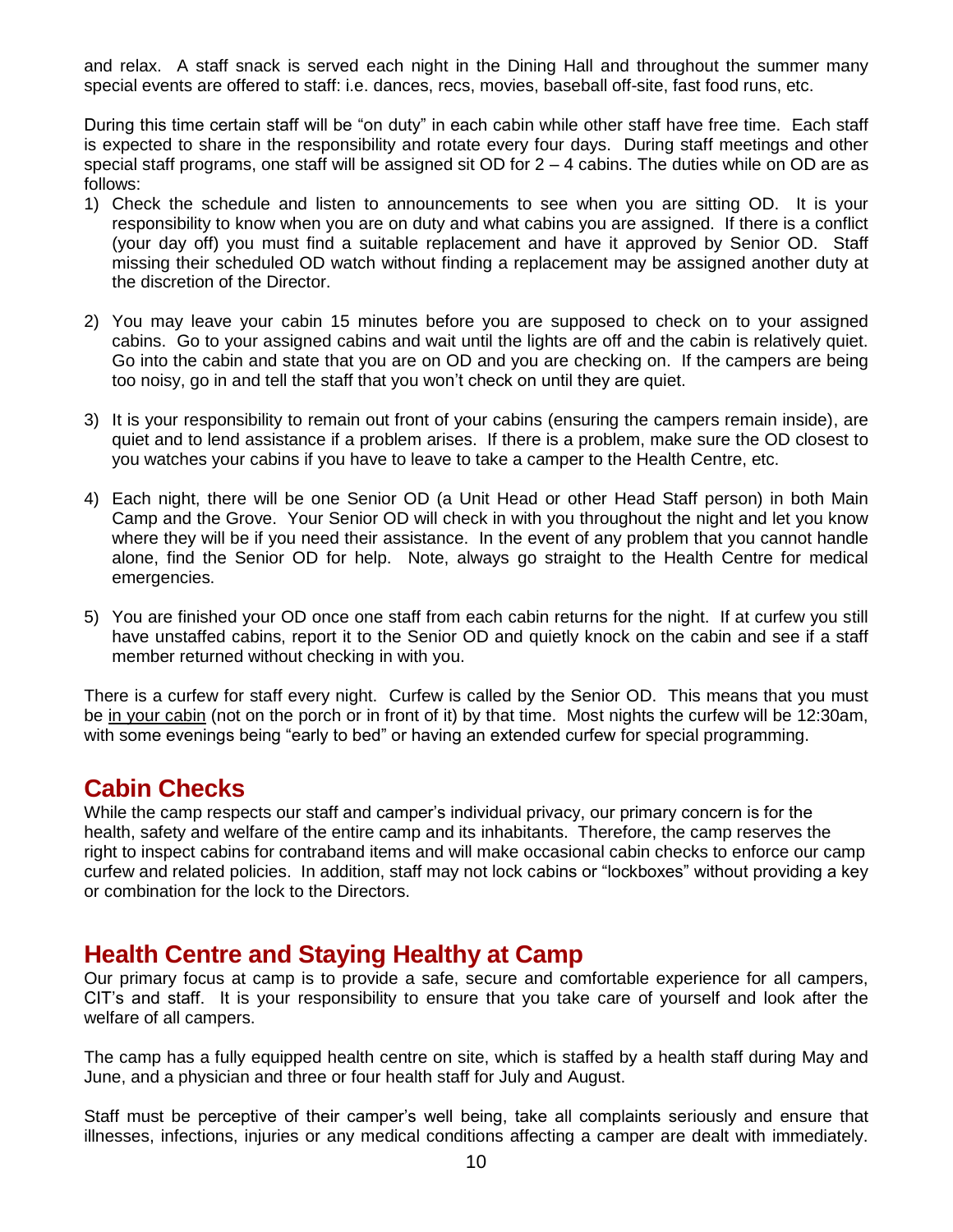and relax. A staff snack is served each night in the Dining Hall and throughout the summer many special events are offered to staff: i.e. dances, recs, movies, baseball off-site, fast food runs, etc.

During this time certain staff will be "on duty" in each cabin while other staff have free time. Each staff is expected to share in the responsibility and rotate every four days. During staff meetings and other special staff programs, one staff will be assigned sit OD for 2 – 4 cabins. The duties while on OD are as follows:

1) Check the schedule and listen to announcements to see when you are sitting OD. It is your responsibility to know when you are on duty and what cabins you are assigned. If there is a conflict (your day off) you must find a suitable replacement and have it approved by Senior OD. Staff missing their scheduled OD watch without finding a replacement may be assigned another duty at the discretion of the Director.

2) You may leave your cabin 15 minutes before you are supposed to check on to your assigned cabins. Go to your assigned cabins and wait until the lights are off and the cabin is relatively quiet. Go into the cabin and state that you are on OD and you are checking on. If the campers are being too noisy, go in and tell the staff that you won't check on until they are quiet.

3) It is your responsibility to remain out front of your cabins (ensuring the campers remain inside), are quiet and to lend assistance if a problem arises. If there is a problem, make sure the OD closest to you watches your cabins if you have to leave to take a camper to the Health Centre, etc.

4) Each night, there will be one Senior OD (a Unit Head or other Head Staff person) in both Main Camp and the Grove. Your Senior OD will check in with you throughout the night and let you know where they will be if you need their assistance. In the event of any problem that you cannot handle alone, find the Senior OD for help. Note, always go straight to the Health Centre for medical emergencies.

5) You are finished your OD once one staff from each cabin returns for the night. If at curfew you still have unstaffed cabins, report it to the Senior OD and quietly knock on the cabin and see if a staff member returned without checking in with you.

There is a curfew for staff every night. Curfew is called by the Senior OD. This means that you must be <u>in your cabin</u> (not on the porch or in front of it) by that time. Most nights the curfew will be 12:30am, with some evenings being "early to bed" or having an extended curfew for special programming.

## Cabin Checks

While the camp respects our staff and camper's individual privacy, our primary concern is for the health, safety and welfare of the entire camp and its inhabitants. Therefore, the camp reserves the right to inspect cabins for contraband items and will make occasional cabin checks to enforce our camp curfew and related policies. In addition, staff may not lock cabins or "lockboxes" without providing a key or combination for the lock to the Directors.

## Health Centre and Staying Healthy at Camp

Our primary focus at camp is to provide a safe, secure and comfortable experience for all campers, CIT's and staff. It is your responsibility to ensure that you take care of yourself and look after the welfare of all campers.

The camp has a fully equipped health centre on site, which is staffed by a health staff during May and June, and a physician and three or four health staff for July and August.

Staff must be perceptive of their camper's well being, take all complaints seriously and ensure that illnesses, infections, injuries or any medical conditions affecting a camper are dealt with immediately.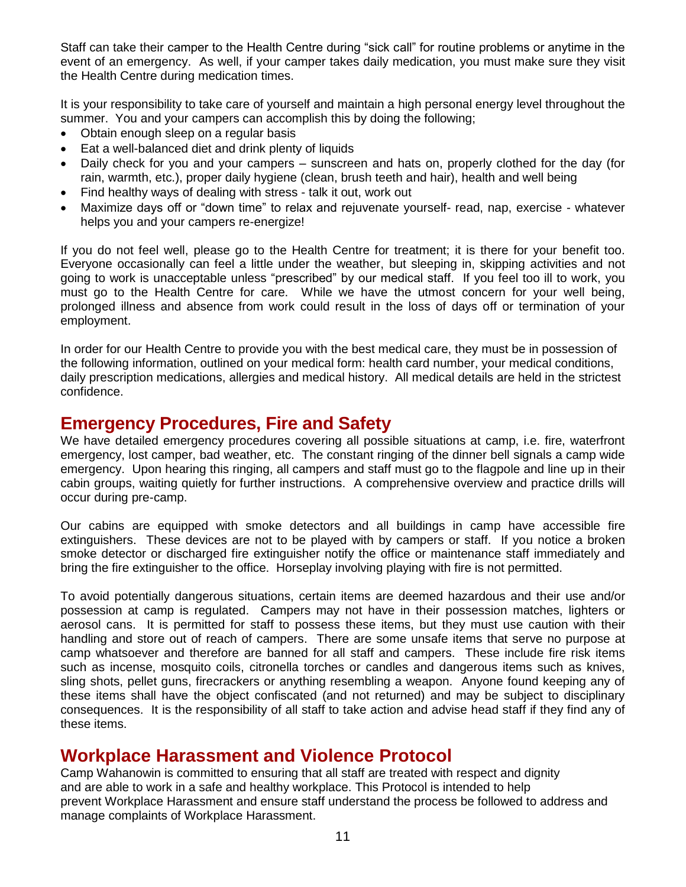Staff can take their camper to the Health Centre during "sick call" for routine problems or anytime in the event of an emergency. As well, if your camper takes daily medication, you must make sure they visit the Health Centre during medication times.

It is your responsibility to take care of yourself and maintain a high personal energy level throughout the summer. You and your campers can accomplish this by doing the following;

- Obtain enough sleep on a regular basis
- Eat a well-balanced diet and drink plenty of liquids
- Daily check for you and your campers – sunscreen and hats on, properly clothed for the day (for rain, warmth, etc.), proper daily hygiene (clean, brush teeth and hair), health and well being
- Find healthy ways of dealing with stress - talk it out, work out
- Maximize days off or "down time" to relax and rejuvenate yourself- read, nap, exercise - whatever helps you and your campers re-energize!

If you do not feel well, please go to the Health Centre for treatment; it is there for your benefit too. Everyone occasionally can feel a little under the weather, but sleeping in, skipping activities and not going to work is unacceptable unless "prescribed" by our medical staff. If you feel too ill to work, you must go to the Health Centre for care. While we have the utmost concern for your well being, prolonged illness and absence from work could result in the loss of days off or termination of your employment.

In order for our Health Centre to provide you with the best medical care, they must be in possession of the following information, outlined on your medical form: health card number, your medical conditions, daily prescription medications, allergies and medical history. All medical details are held in the strictest confidence.

## Emergency Procedures, Fire and Safety

We have detailed emergency procedures covering all possible situations at camp, i.e. fire, waterfront emergency, lost camper, bad weather, etc. The constant ringing of the dinner bell signals a camp wide emergency. Upon hearing this ringing, all campers and staff must go to the flagpole and line up in their cabin groups, waiting quietly for further instructions. A comprehensive overview and practice drills will occur during pre-camp.

Our cabins are equipped with smoke detectors and all buildings in camp have accessible fire extinguishers. These devices are not to be played with by campers or staff. If you notice a broken smoke detector or discharged fire extinguisher notify the office or maintenance staff immediately and bring the fire extinguisher to the office. Horseplay involving playing with fire is not permitted.

To avoid potentially dangerous situations, certain items are deemed hazardous and their use and/or possession at camp is regulated. Campers may not have in their possession matches, lighters or aerosol cans. It is permitted for staff to possess these items, but they must use caution with their handling and store out of reach of campers. There are some unsafe items that serve no purpose at camp whatsoever and therefore are banned for all staff and campers. These include fire risk items such as incense, mosquito coils, citronella torches or candles and dangerous items such as knives, sling shots, pellet guns, firecrackers or anything resembling a weapon. Anyone found keeping any of these items shall have the object confiscated (and not returned) and may be subject to disciplinary consequences. It is the responsibility of all staff to take action and advise head staff if they find any of these items.

## Workplace Harassment and Violence Protocol

Camp Wahanowin is committed to ensuring that all staff are treated with respect and dignity and are able to work in a safe and healthy workplace. This Protocol is intended to help prevent Workplace Harassment and ensure staff understand the process be followed to address and manage complaints of Workplace Harassment.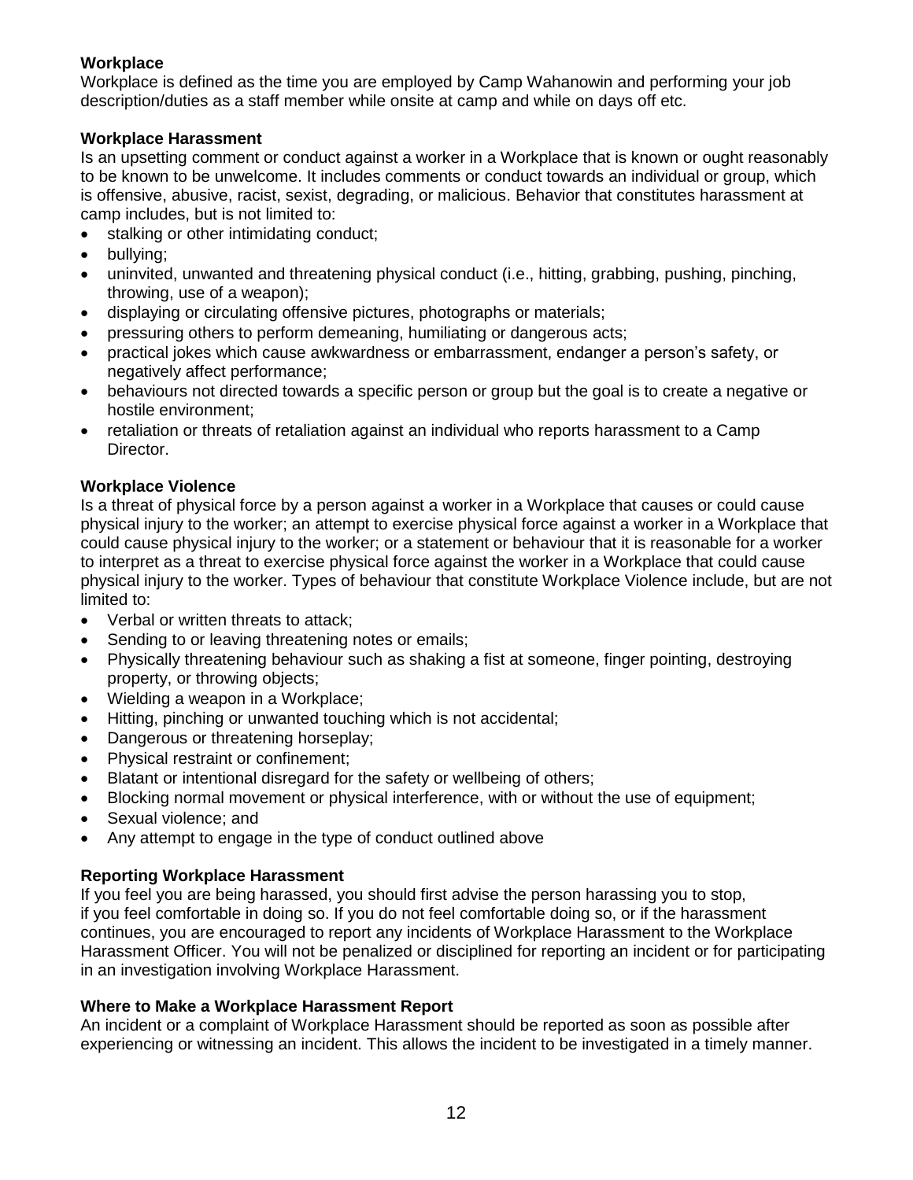### Workplace

Workplace is defined as the time you are employed by Camp Wahanowin and performing your job description/duties as a staff member while onsite at camp and while on days off etc.

### Workplace Harassment

Is an upsetting comment or conduct against a worker in a Workplace that is known or ought reasonably to be known to be unwelcome. It includes comments or conduct towards an individual or group, which is offensive, abusive, racist, sexist, degrading, or malicious. Behavior that constitutes harassment at camp includes, but is not limited to:

- stalking or other intimidating conduct;
- bullying;
- uninvited, unwanted and threatening physical conduct (i.e., hitting, grabbing, pushing, pinching, throwing, use of a weapon);
- displaying or circulating offensive pictures, photographs or materials;
- pressuring others to perform demeaning, humiliating or dangerous acts;
- practical jokes which cause awkwardness or embarrassment, endanger a person's safety, or negatively affect performance;
- behaviours not directed towards a specific person or group but the goal is to create a negative or hostile environment;
- retaliation or threats of retaliation against an individual who reports harassment to a Camp Director.

### Workplace Violence

Is a threat of physical force by a person against a worker in a Workplace that causes or could cause physical injury to the worker; an attempt to exercise physical force against a worker in a Workplace that could cause physical injury to the worker; or a statement or behaviour that it is reasonable for a worker to interpret as a threat to exercise physical force against the worker in a Workplace that could cause physical injury to the worker. Types of behaviour that constitute Workplace Violence include, but are not limited to:

- Verbal or written threats to attack;
- Sending to or leaving threatening notes or emails;
- Physically threatening behaviour such as shaking a fist at someone, finger pointing, destroying property, or throwing objects;
- Wielding a weapon in a Workplace;
- Hitting, pinching or unwanted touching which is not accidental;
- Dangerous or threatening horseplay;
- Physical restraint or confinement;
- Blatant or intentional disregard for the safety or wellbeing of others;
- Blocking normal movement or physical interference, with or without the use of equipment;
- Sexual violence; and
- Any attempt to engage in the type of conduct outlined above

### Reporting Workplace Harassment

If you feel you are being harassed, you should first advise the person harassing you to stop, if you feel comfortable in doing so. If you do not feel comfortable doing so, or if the harassment continues, you are encouraged to report any incidents of Workplace Harassment to the Workplace Harassment Officer. You will not be penalized or disciplined for reporting an incident or for participating in an investigation involving Workplace Harassment.

### Where to Make a Workplace Harassment Report

An incident or a complaint of Workplace Harassment should be reported as soon as possible after experiencing or witnessing an incident. This allows the incident to be investigated in a timely manner.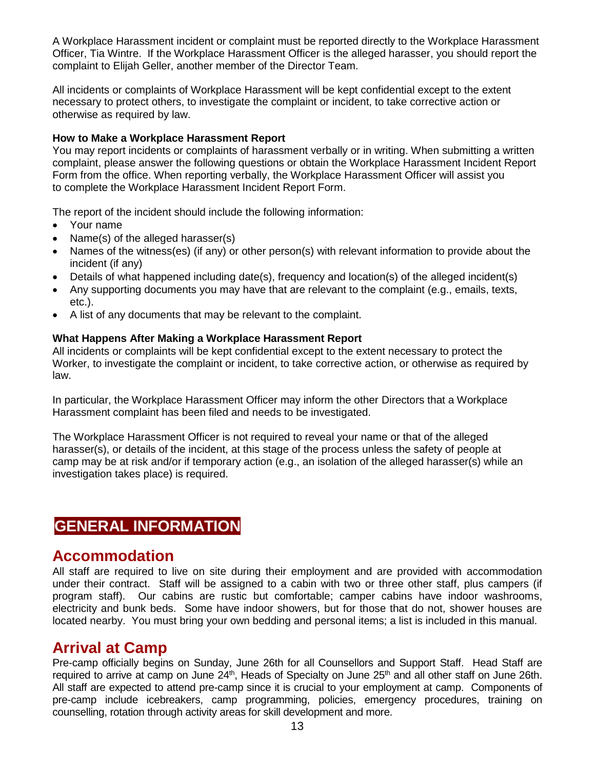A Workplace Harassment incident or complaint must be reported directly to the Workplace Harassment Officer, Tia Wintre. If the Workplace Harassment Officer is the alleged harasser, you should report the complaint to Elijah Geller, another member of the Director Team.

All incidents or complaints of Workplace Harassment will be kept confidential except to the extent necessary to protect others, to investigate the complaint or incident, to take corrective action or otherwise as required by law.

**How to Make a Workplace Harassment Report**

You may report incidents or complaints of harassment verbally or in writing. When submitting a written complaint, please answer the following questions or obtain the Workplace Harassment Incident Report Form from the office. When reporting verbally, the Workplace Harassment Officer will assist you to complete the Workplace Harassment Incident Report Form.

The report of the incident should include the following information:

- Your name
- Name(s) of the alleged harasser(s)
- Names of the witness(es) (if any) or other person(s) with relevant information to provide about the incident (if any)
- Details of what happened including date(s), frequency and location(s) of the alleged incident(s)
- Any supporting documents you may have that are relevant to the complaint (e.g., emails, texts, etc.).
- A list of any documents that may be relevant to the complaint.

**What Happens After Making a Workplace Harassment Report**

All incidents or complaints will be kept confidential except to the extent necessary to protect the Worker, to investigate the complaint or incident, to take corrective action, or otherwise as required by law.

In particular, the Workplace Harassment Officer may inform the other Directors that a Workplace Harassment complaint has been filed and needs to be investigated.

The Workplace Harassment Officer is not required to reveal your name or that of the alleged harasser(s), or details of the incident, at this stage of the process unless the safety of people at camp may be at risk and/or if temporary action (e.g., an isolation of the alleged harasser(s) while an investigation takes place) is required.

# GENERAL INFORMATION

## Accommodation

All staff are required to live on site during their employment and are provided with accommodation under their contract. Staff will be assigned to a cabin with two or three other staff, plus campers (if program staff). Our cabins are rustic but comfortable; camper cabins have indoor washrooms, electricity and bunk beds. Some have indoor showers, but for those that do not, shower houses are located nearby. You must bring your own bedding and personal items; a list is included in this manual.

## Arrival at Camp

Pre-camp officially begins on Sunday, June 26th for all Counsellors and Support Staff. Head Staff are required to arrive at camp on June 24th, Heads of Specialty on June 25th and all other staff on June 26th. All staff are expected to attend pre-camp since it is crucial to your employment at camp. Components of pre-camp include icebreakers, camp programming, policies, emergency procedures, training on counselling, rotation through activity areas for skill development and more.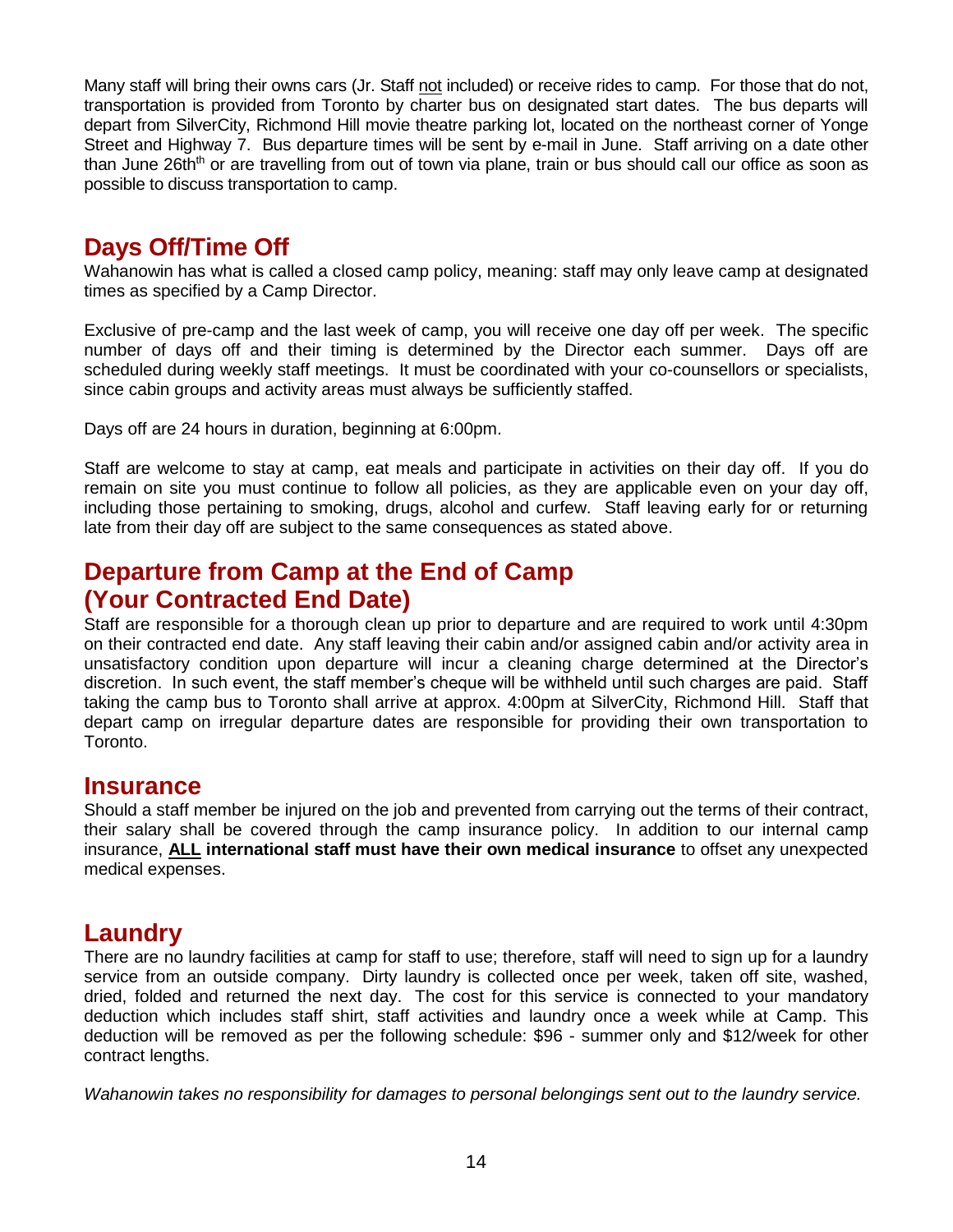Many staff will bring their owns cars (Jr. Staff <u>not</u> included) or receive rides to camp. For those that do not, transportation is provided from Toronto by charter bus on designated start dates. The bus departs will depart from SilverCity, Richmond Hill movie theatre parking lot, located on the northeast corner of Yonge Street and Highway 7. Bus departure times will be sent by e-mail in June. Staff arriving on a date other than June 26th$^{th}$ or are travelling from out of town via plane, train or bus should call our office as soon as possible to discuss transportation to camp.

## Days Off/Time Off

Wahanowin has what is called a closed camp policy, meaning: staff may only leave camp at designated times as specified by a Camp Director.

Exclusive of pre-camp and the last week of camp, you will receive one day off per week. The specific number of days off and their timing is determined by the Director each summer. Days off are scheduled during weekly staff meetings. It must be coordinated with your co-counsellors or specialists, since cabin groups and activity areas must always be sufficiently staffed.

Days off are 24 hours in duration, beginning at 6:00pm.

Staff are welcome to stay at camp, eat meals and participate in activities on their day off. If you do remain on site you must continue to follow all policies, as they are applicable even on your day off, including those pertaining to smoking, drugs, alcohol and curfew. Staff leaving early for or returning late from their day off are subject to the same consequences as stated above.

## Departure from Camp at the End of Camp (Your Contracted End Date)

Staff are responsible for a thorough clean up prior to departure and are required to work until 4:30pm on their contracted end date. Any staff leaving their cabin and/or assigned cabin and/or activity area in unsatisfactory condition upon departure will incur a cleaning charge determined at the Director's discretion. In such event, the staff member's cheque will be withheld until such charges are paid. Staff taking the camp bus to Toronto shall arrive at approx. 4:00pm at SilverCity, Richmond Hill. Staff that depart camp on irregular departure dates are responsible for providing their own transportation to Toronto.

## Insurance

Should a staff member be injured on the job and prevented from carrying out the terms of their contract, their salary shall be covered through the camp insurance policy. In addition to our internal camp insurance, **<u>ALL</u> international staff must have their own medical insurance** to offset any unexpected medical expenses.

## Laundry

There are no laundry facilities at camp for staff to use; therefore, staff will need to sign up for a laundry service from an outside company. Dirty laundry is collected once per week, taken off site, washed, dried, folded and returned the next day. The cost for this service is connected to your mandatory deduction which includes staff shirt, staff activities and laundry once a week while at Camp. This deduction will be removed as per the following schedule: $96 - summer only and $12/week for other contract lengths.

*Wahanowin takes no responsibility for damages to personal belongings sent out to the laundry service.*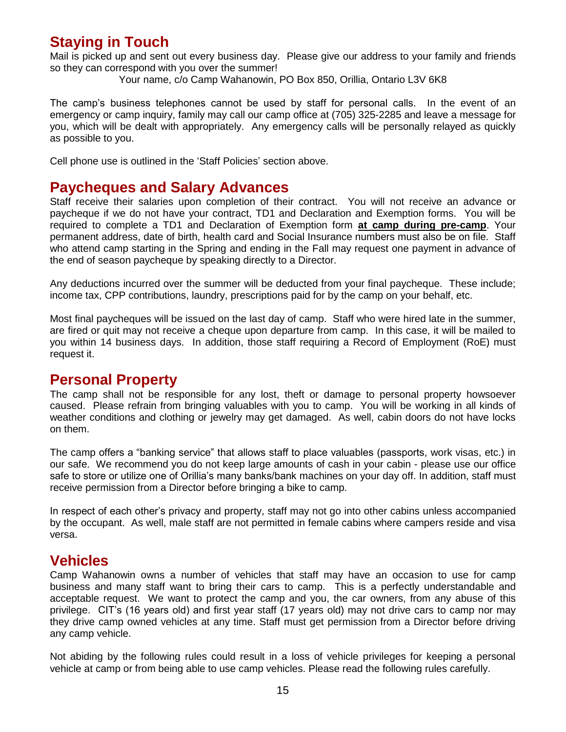## Staying in Touch

Mail is picked up and sent out every business day. Please give our address to your family and friends so they can correspond with you over the summer!

Your name, c/o Camp Wahanowin, PO Box 850, Orillia, Ontario L3V 6K8

The camp's business telephones cannot be used by staff for personal calls. In the event of an emergency or camp inquiry, family may call our camp office at (705) 325-2285 and leave a message for you, which will be dealt with appropriately. Any emergency calls will be personally relayed as quickly as possible to you.

Cell phone use is outlined in the 'Staff Policies' section above.

## Paycheques and Salary Advances

Staff receive their salaries upon completion of their contract. You will not receive an advance or paycheque if we do not have your contract, TD1 and Declaration and Exemption forms. You will be required to complete a TD1 and Declaration of Exemption form **at camp during pre-camp**. Your permanent address, date of birth, health card and Social Insurance numbers must also be on file. Staff who attend camp starting in the Spring and ending in the Fall may request one payment in advance of the end of season paycheque by speaking directly to a Director.

Any deductions incurred over the summer will be deducted from your final paycheque. These include; income tax, CPP contributions, laundry, prescriptions paid for by the camp on your behalf, etc.

Most final paycheques will be issued on the last day of camp. Staff who were hired late in the summer, are fired or quit may not receive a cheque upon departure from camp. In this case, it will be mailed to you within 14 business days. In addition, those staff requiring a Record of Employment (RoE) must request it.

## Personal Property

The camp shall not be responsible for any lost, theft or damage to personal property howsoever caused. Please refrain from bringing valuables with you to camp. You will be working in all kinds of weather conditions and clothing or jewelry may get damaged. As well, cabin doors do not have locks on them.

The camp offers a "banking service" that allows staff to place valuables (passports, work visas, etc.) in our safe. We recommend you do not keep large amounts of cash in your cabin - please use our office safe to store or utilize one of Orillia's many banks/bank machines on your day off. In addition, staff must receive permission from a Director before bringing a bike to camp.

In respect of each other's privacy and property, staff may not go into other cabins unless accompanied by the occupant. As well, male staff are not permitted in female cabins where campers reside and visa versa.

## Vehicles

Camp Wahanowin owns a number of vehicles that staff may have an occasion to use for camp business and many staff want to bring their cars to camp. This is a perfectly understandable and acceptable request. We want to protect the camp and you, the car owners, from any abuse of this privilege. CIT's (16 years old) and first year staff (17 years old) may not drive cars to camp nor may they drive camp owned vehicles at any time. Staff must get permission from a Director before driving any camp vehicle.

Not abiding by the following rules could result in a loss of vehicle privileges for keeping a personal vehicle at camp or from being able to use camp vehicles. Please read the following rules carefully.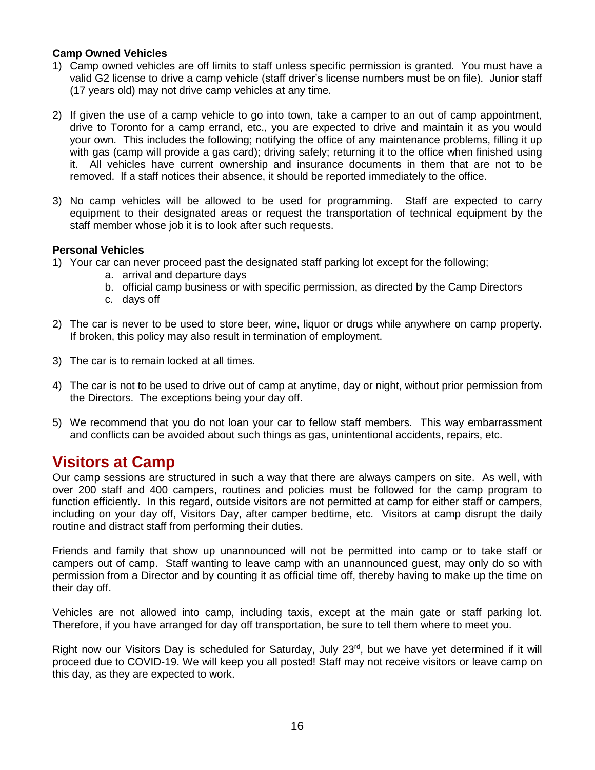**Camp Owned Vehicles**

1) Camp owned vehicles are off limits to staff unless specific permission is granted. You must have a valid G2 license to drive a camp vehicle (staff driver's license numbers must be on file). Junior staff (17 years old) may not drive camp vehicles at any time.

2) If given the use of a camp vehicle to go into town, take a camper to an out of camp appointment, drive to Toronto for a camp errand, etc., you are expected to drive and maintain it as you would your own. This includes the following; notifying the office of any maintenance problems, filling it up with gas (camp will provide a gas card); driving safely; returning it to the office when finished using it. All vehicles have current ownership and insurance documents in them that are not to be removed. If a staff notices their absence, it should be reported immediately to the office.

3) No camp vehicles will be allowed to be used for programming. Staff are expected to carry equipment to their designated areas or request the transportation of technical equipment by the staff member whose job it is to look after such requests.

**Personal Vehicles**

1) Your car can never proceed past the designated staff parking lot except for the following;
    a. arrival and departure days
    b. official camp business or with specific permission, as directed by the Camp Directors
    c. days off

2) The car is never to be used to store beer, wine, liquor or drugs while anywhere on camp property. If broken, this policy may also result in termination of employment.

3) The car is to remain locked at all times.

4) The car is not to be used to drive out of camp at anytime, day or night, without prior permission from the Directors. The exceptions being your day off.

5) We recommend that you do not loan your car to fellow staff members. This way embarrassment and conflicts can be avoided about such things as gas, unintentional accidents, repairs, etc.

## Visitors at Camp

Our camp sessions are structured in such a way that there are always campers on site. As well, with over 200 staff and 400 campers, routines and policies must be followed for the camp program to function efficiently. In this regard, outside visitors are not permitted at camp for either staff or campers, including on your day off, Visitors Day, after camper bedtime, etc. Visitors at camp disrupt the daily routine and distract staff from performing their duties.

Friends and family that show up unannounced will not be permitted into camp or to take staff or campers out of camp. Staff wanting to leave camp with an unannounced guest, may only do so with permission from a Director and by counting it as official time off, thereby having to make up the time on their day off.

Vehicles are not allowed into camp, including taxis, except at the main gate or staff parking lot. Therefore, if you have arranged for day off transportation, be sure to tell them where to meet you.

Right now our Visitors Day is scheduled for Saturday, July 23rd, but we have yet determined if it will proceed due to COVID-19. We will keep you all posted! Staff may not receive visitors or leave camp on this day, as they are expected to work.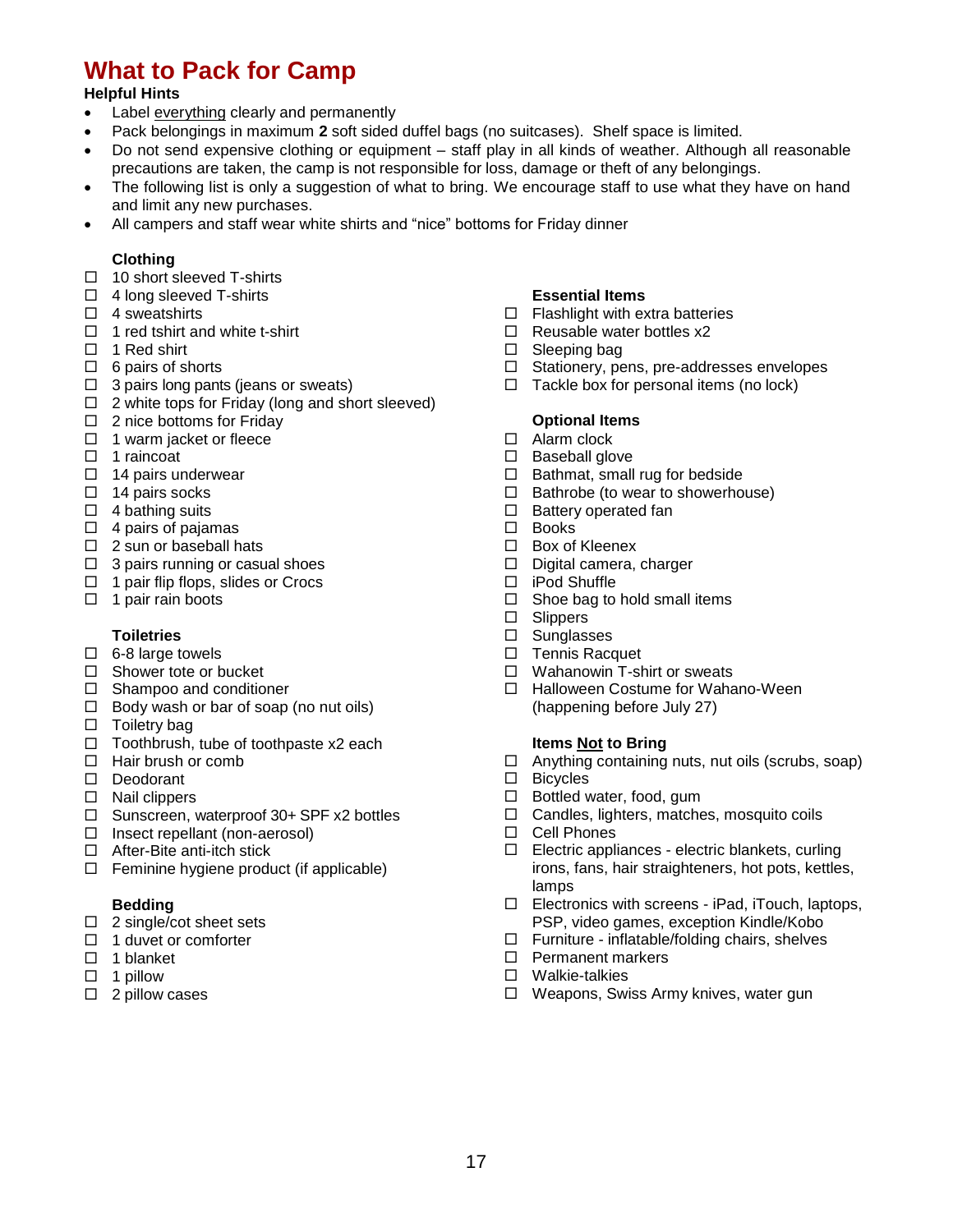# What to Pack for Camp

**Helpful Hints**

- Label <u>everything</u> clearly and permanently
- Pack belongings in maximum **2** soft sided duffel bags (no suitcases). Shelf space is limited.
- Do not send expensive clothing or equipment – staff play in all kinds of weather. Although all reasonable precautions are taken, the camp is not responsible for loss, damage or theft of any belongings.
- The following list is only a suggestion of what to bring. We encourage staff to use what they have on hand and limit any new purchases.
- All campers and staff wear white shirts and "nice" bottoms for Friday dinner

### Clothing

- ☐ 10 short sleeved T-shirts
- ☐ 4 long sleeved T-shirts
- ☐ 4 sweatshirts
- ☐ 1 red tshirt and white t-shirt
- ☐ 1 Red shirt
- ☐ 6 pairs of shorts
- ☐ 3 pairs long pants (jeans or sweats)
- ☐ 2 white tops for Friday (long and short sleeved)
- ☐ 2 nice bottoms for Friday
- ☐ 1 warm jacket or fleece
- ☐ 1 raincoat
- ☐ 14 pairs underwear
- ☐ 14 pairs socks
- ☐ 4 bathing suits
- ☐ 4 pairs of pajamas
- ☐ 2 sun or baseball hats
- ☐ 3 pairs running or casual shoes
- ☐ 1 pair flip flops, slides or Crocs
- ☐ 1 pair rain boots

### Toiletries

- ☐ 6-8 large towels
- ☐ Shower tote or bucket
- ☐ Shampoo and conditioner
- ☐ Body wash or bar of soap (no nut oils)
- ☐ Toiletry bag
- ☐ Toothbrush, tube of toothpaste x2 each
- ☐ Hair brush or comb
- ☐ Deodorant
- ☐ Nail clippers
- ☐ Sunscreen, waterproof 30+ SPF x2 bottles
- ☐ Insect repellant (non-aerosol)
- ☐ After-Bite anti-itch stick
- ☐ Feminine hygiene product (if applicable)

### Bedding

- ☐ 2 single/cot sheet sets
- ☐ 1 duvet or comforter
- ☐ 1 blanket
- ☐ 1 pillow
- ☐ 2 pillow cases

### Essential Items

- ☐ Flashlight with extra batteries
- ☐ Reusable water bottles x2
- ☐ Sleeping bag
- ☐ Stationery, pens, pre-addresses envelopes
- ☐ Tackle box for personal items (no lock)

### Optional Items

- ☐ Alarm clock
- ☐ Baseball glove
- ☐ Bathmat, small rug for bedside
- ☐ Bathrobe (to wear to showerhouse)
- ☐ Battery operated fan
- ☐ Books
- ☐ Box of Kleenex
- ☐ Digital camera, charger
- ☐ iPod Shuffle
- ☐ Shoe bag to hold small items
- ☐ Slippers
- ☐ Sunglasses
- ☐ Tennis Racquet
- ☐ Wahanowin T-shirt or sweats
- ☐ Halloween Costume for Wahano-Ween (happening before July 27)

### Items <u>Not</u> to Bring

- ☐ Anything containing nuts, nut oils (scrubs, soap)
- ☐ Bicycles
- ☐ Bottled water, food, gum
- ☐ Candles, lighters, matches, mosquito coils
- ☐ Cell Phones
- ☐ Electric appliances - electric blankets, curling irons, fans, hair straighteners, hot pots, kettles, lamps
- ☐ Electronics with screens - iPad, iTouch, laptops, PSP, video games, exception Kindle/Kobo
- ☐ Furniture - inflatable/folding chairs, shelves
- ☐ Permanent markers
- ☐ Walkie-talkies
- ☐ Weapons, Swiss Army knives, water gun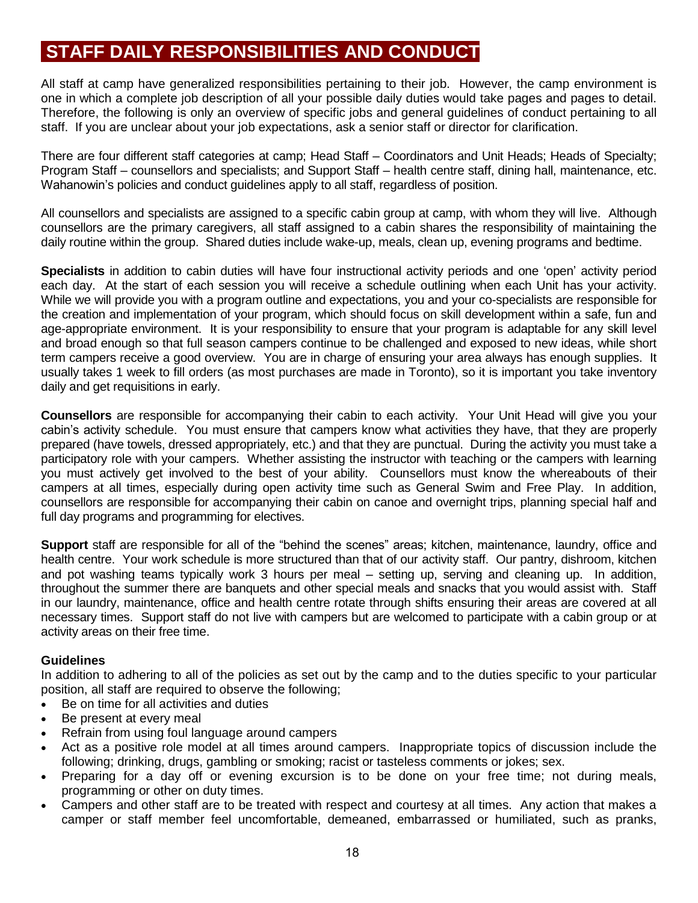# STAFF DAILY RESPONSIBILITIES AND CONDUCT

All staff at camp have generalized responsibilities pertaining to their job. However, the camp environment is one in which a complete job description of all your possible daily duties would take pages and pages to detail. Therefore, the following is only an overview of specific jobs and general guidelines of conduct pertaining to all staff. If you are unclear about your job expectations, ask a senior staff or director for clarification.

There are four different staff categories at camp; Head Staff – Coordinators and Unit Heads; Heads of Specialty; Program Staff – counsellors and specialists; and Support Staff – health centre staff, dining hall, maintenance, etc. Wahanowin's policies and conduct guidelines apply to all staff, regardless of position.

All counsellors and specialists are assigned to a specific cabin group at camp, with whom they will live. Although counsellors are the primary caregivers, all staff assigned to a cabin shares the responsibility of maintaining the daily routine within the group. Shared duties include wake-up, meals, clean up, evening programs and bedtime.

**Specialists** in addition to cabin duties will have four instructional activity periods and one 'open' activity period each day. At the start of each session you will receive a schedule outlining when each Unit has your activity. While we will provide you with a program outline and expectations, you and your co-specialists are responsible for the creation and implementation of your program, which should focus on skill development within a safe, fun and age-appropriate environment. It is your responsibility to ensure that your program is adaptable for any skill level and broad enough so that full season campers continue to be challenged and exposed to new ideas, while short term campers receive a good overview. You are in charge of ensuring your area always has enough supplies. It usually takes 1 week to fill orders (as most purchases are made in Toronto), so it is important you take inventory daily and get requisitions in early.

**Counsellors** are responsible for accompanying their cabin to each activity. Your Unit Head will give you your cabin's activity schedule. You must ensure that campers know what activities they have, that they are properly prepared (have towels, dressed appropriately, etc.) and that they are punctual. During the activity you must take a participatory role with your campers. Whether assisting the instructor with teaching or the campers with learning you must actively get involved to the best of your ability. Counsellors must know the whereabouts of their campers at all times, especially during open activity time such as General Swim and Free Play. In addition, counsellors are responsible for accompanying their cabin on canoe and overnight trips, planning special half and full day programs and programming for electives.

**Support** staff are responsible for all of the "behind the scenes" areas; kitchen, maintenance, laundry, office and health centre. Your work schedule is more structured than that of our activity staff. Our pantry, dishroom, kitchen and pot washing teams typically work 3 hours per meal – setting up, serving and cleaning up. In addition, throughout the summer there are banquets and other special meals and snacks that you would assist with. Staff in our laundry, maintenance, office and health centre rotate through shifts ensuring their areas are covered at all necessary times. Support staff do not live with campers but are welcomed to participate with a cabin group or at activity areas on their free time.

**Guidelines**

In addition to adhering to all of the policies as set out by the camp and to the duties specific to your particular position, all staff are required to observe the following;

- Be on time for all activities and duties
- Be present at every meal
- Refrain from using foul language around campers
- Act as a positive role model at all times around campers. Inappropriate topics of discussion include the following; drinking, drugs, gambling or smoking; racist or tasteless comments or jokes; sex.
- Preparing for a day off or evening excursion is to be done on your free time; not during meals, programming or other on duty times.
- Campers and other staff are to be treated with respect and courtesy at all times. Any action that makes a camper or staff member feel uncomfortable, demeaned, embarrassed or humiliated, such as pranks,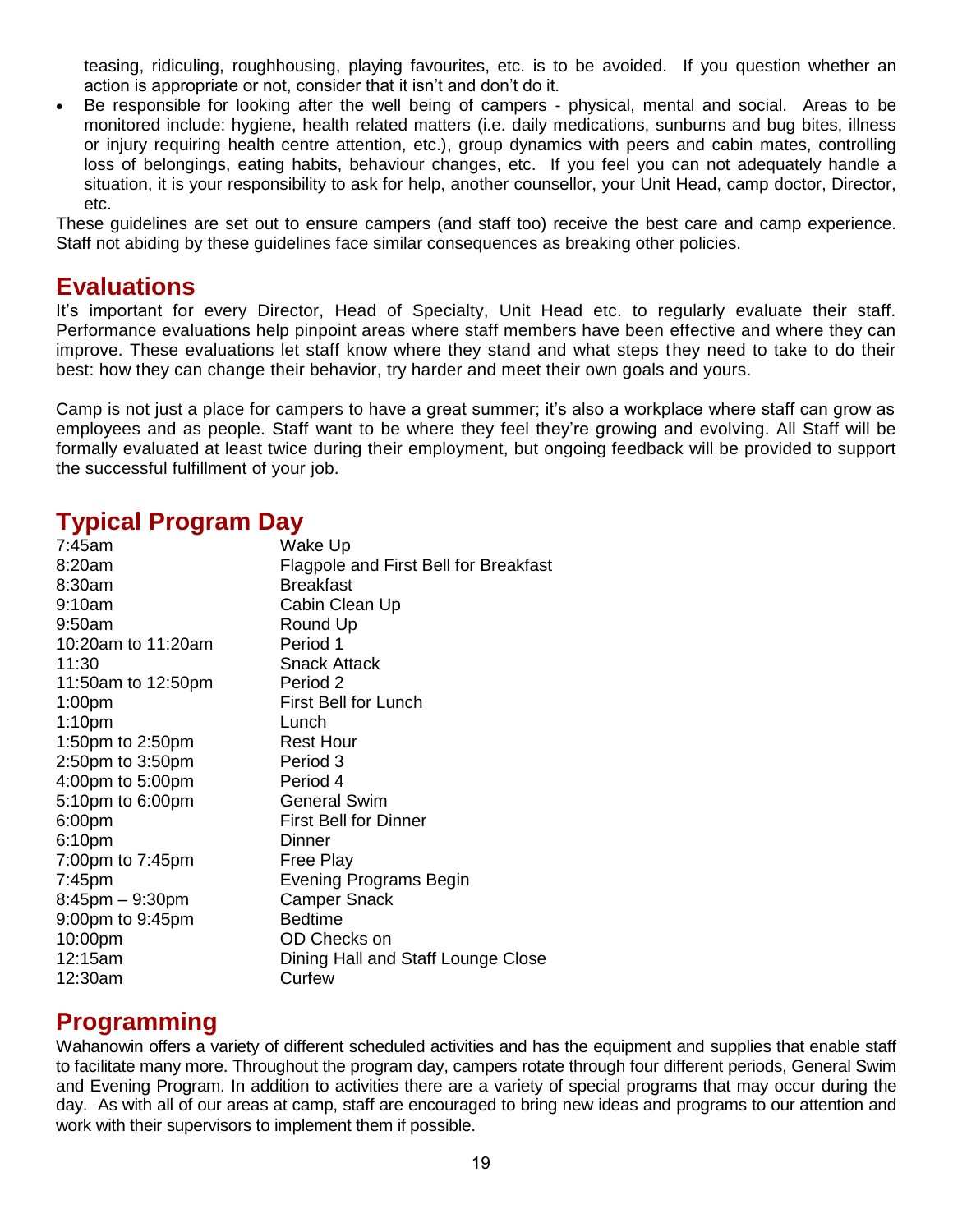teasing, ridiculing, roughhousing, playing favourites, etc. is to be avoided. If you question whether an action is appropriate or not, consider that it isn't and don't do it.

- Be responsible for looking after the well being of campers - physical, mental and social. Areas to be monitored include: hygiene, health related matters (i.e. daily medications, sunburns and bug bites, illness or injury requiring health centre attention, etc.), group dynamics with peers and cabin mates, controlling loss of belongings, eating habits, behaviour changes, etc. If you feel you can not adequately handle a situation, it is your responsibility to ask for help, another counsellor, your Unit Head, camp doctor, Director, etc.

These guidelines are set out to ensure campers (and staff too) receive the best care and camp experience. Staff not abiding by these guidelines face similar consequences as breaking other policies.

# Evaluations

It's important for every Director, Head of Specialty, Unit Head etc. to regularly evaluate their staff. Performance evaluations help pinpoint areas where staff members have been effective and where they can improve. These evaluations let staff know where they stand and what steps they need to take to do their best: how they can change their behavior, try harder and meet their own goals and yours.

Camp is not just a place for campers to have a great summer; it's also a workplace where staff can grow as employees and as people. Staff want to be where they feel they're growing and evolving. All Staff will be formally evaluated at least twice during their employment, but ongoing feedback will be provided to support the successful fulfillment of your job.

# Typical Program Day

| | |
|---|---|
| 7:45am | Wake Up |
| 8:20am | Flagpole and First Bell for Breakfast |
| 8:30am | Breakfast |
| 9:10am | Cabin Clean Up |
| 9:50am | Round Up |
| 10:20am to 11:20am | Period 1 |
| 11:30 | Snack Attack |
| 11:50am to 12:50pm | Period 2 |
| 1:00pm | First Bell for Lunch |
| 1:10pm | Lunch |
| 1:50pm to 2:50pm | Rest Hour |
| 2:50pm to 3:50pm | Period 3 |
| 4:00pm to 5:00pm | Period 4 |
| 5:10pm to 6:00pm | General Swim |
| 6:00pm | First Bell for Dinner |
| 6:10pm | Dinner |
| 7:00pm to 7:45pm | Free Play |
| 7:45pm | Evening Programs Begin |
| 8:45pm – 9:30pm | Camper Snack |
| 9:00pm to 9:45pm | Bedtime |
| 10:00pm | OD Checks on |
| 12:15am | Dining Hall and Staff Lounge Close |
| 12:30am | Curfew |

# Programming

Wahanowin offers a variety of different scheduled activities and has the equipment and supplies that enable staff to facilitate many more. Throughout the program day, campers rotate through four different periods, General Swim and Evening Program. In addition to activities there are a variety of special programs that may occur during the day. As with all of our areas at camp, staff are encouraged to bring new ideas and programs to our attention and work with their supervisors to implement them if possible.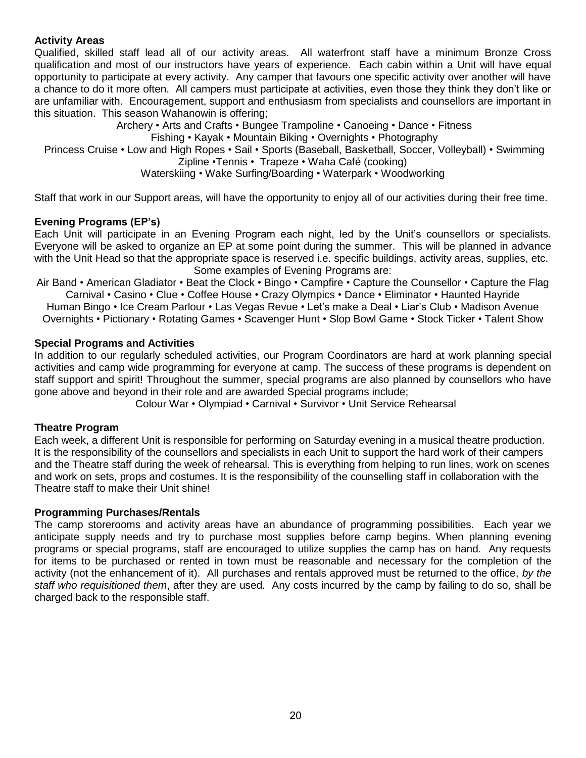**Activity Areas**

Qualified, skilled staff lead all of our activity areas. All waterfront staff have a minimum Bronze Cross qualification and most of our instructors have years of experience. Each cabin within a Unit will have equal opportunity to participate at every activity. Any camper that favours one specific activity over another will have a chance to do it more often. All campers must participate at activities, even those they think they don't like or are unfamiliar with. Encouragement, support and enthusiasm from specialists and counsellors are important in this situation. This season Wahanowin is offering;

Archery • Arts and Crafts • Bungee Trampoline • Canoeing • Dance • Fitness
Fishing • Kayak • Mountain Biking • Overnights • Photography
Princess Cruise • Low and High Ropes • Sail • Sports (Baseball, Basketball, Soccer, Volleyball) • Swimming
Zipline •Tennis • Trapeze • Waha Café (cooking)
Waterskiing • Wake Surfing/Boarding • Waterpark • Woodworking

Staff that work in our Support areas, will have the opportunity to enjoy all of our activities during their free time.

**Evening Programs (EP's)**

Each Unit will participate in an Evening Program each night, led by the Unit's counsellors or specialists. Everyone will be asked to organize an EP at some point during the summer. This will be planned in advance with the Unit Head so that the appropriate space is reserved i.e. specific buildings, activity areas, supplies, etc.

Some examples of Evening Programs are:

Air Band • American Gladiator • Beat the Clock • Bingo • Campfire • Capture the Counsellor • Capture the Flag
Carnival • Casino • Clue • Coffee House • Crazy Olympics • Dance • Eliminator • Haunted Hayride
Human Bingo • Ice Cream Parlour • Las Vegas Revue • Let's make a Deal • Liar's Club • Madison Avenue
Overnights • Pictionary • Rotating Games • Scavenger Hunt • Slop Bowl Game • Stock Ticker • Talent Show

**Special Programs and Activities**

In addition to our regularly scheduled activities, our Program Coordinators are hard at work planning special activities and camp wide programming for everyone at camp. The success of these programs is dependent on staff support and spirit! Throughout the summer, special programs are also planned by counsellors who have gone above and beyond in their role and are awarded Special programs include;

Colour War • Olympiad • Carnival • Survivor • Unit Service Rehearsal

**Theatre Program**

Each week, a different Unit is responsible for performing on Saturday evening in a musical theatre production. It is the responsibility of the counsellors and specialists in each Unit to support the hard work of their campers and the Theatre staff during the week of rehearsal. This is everything from helping to run lines, work on scenes and work on sets, props and costumes. It is the responsibility of the counselling staff in collaboration with the Theatre staff to make their Unit shine!

**Programming Purchases/Rentals**

The camp storerooms and activity areas have an abundance of programming possibilities. Each year we anticipate supply needs and try to purchase most supplies before camp begins. When planning evening programs or special programs, staff are encouraged to utilize supplies the camp has on hand. Any requests for items to be purchased or rented in town must be reasonable and necessary for the completion of the activity (not the enhancement of it). All purchases and rentals approved must be returned to the office, *by the staff who requisitioned them*, after they are used. Any costs incurred by the camp by failing to do so, shall be charged back to the responsible staff.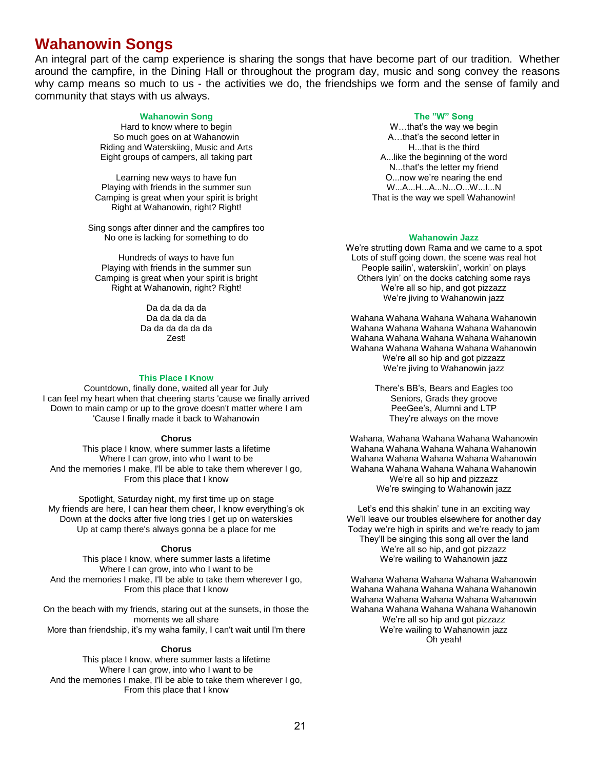# Wahanowin Songs

An integral part of the camp experience is sharing the songs that have become part of our tradition. Whether around the campfire, in the Dining Hall or throughout the program day, music and song convey the reasons why camp means so much to us - the activities we do, the friendships we form and the sense of family and community that stays with us always.

### Wahanowin Song

Hard to know where to begin
So much goes on at Wahanowin
Riding and Waterskiing, Music and Arts
Eight groups of campers, all taking part

Learning new ways to have fun
Playing with friends in the summer sun
Camping is great when your spirit is bright
Right at Wahanowin, right? Right!

Sing songs after dinner and the campfires too
No one is lacking for something to do

Hundreds of ways to have fun
Playing with friends in the summer sun
Camping is great when your spirit is bright
Right at Wahanowin, right? Right!

Da da da da da
Da da da da da
Da da da da da da
Zest!

### This Place I Know

Countdown, finally done, waited all year for July
I can feel my heart when that cheering starts 'cause we finally arrived
Down to main camp or up to the grove doesn't matter where I am
'Cause I finally made it back to Wahanowin

**Chorus**

This place I know, where summer lasts a lifetime
Where I can grow, into who I want to be
And the memories I make, I'll be able to take them wherever I go,
From this place that I know

Spotlight, Saturday night, my first time up on stage
My friends are here, I can hear them cheer, I know everything's ok
Down at the docks after five long tries I get up on waterskies
Up at camp there's always gonna be a place for me

**Chorus**

This place I know, where summer lasts a lifetime
Where I can grow, into who I want to be
And the memories I make, I'll be able to take them wherever I go,
From this place that I know

On the beach with my friends, staring out at the sunsets, in those the moments we all share
More than friendship, it's my waha family, I can't wait until I'm there

**Chorus**

This place I know, where summer lasts a lifetime
Where I can grow, into who I want to be
And the memories I make, I'll be able to take them wherever I go,
From this place that I know

### The "W" Song

W…that's the way we begin
A…that's the second letter in
H...that is the third
A...like the beginning of the word
N...that's the letter my friend
O...now we're nearing the end
W...A...H...A...N...O...W...I...N
That is the way we spell Wahanowin!

### Wahanowin Jazz

We're strutting down Rama and we came to a spot
Lots of stuff going down, the scene was real hot
People sailin', waterskiin', workin' on plays
Others lyin' on the docks catching some rays
We're all so hip, and got pizzazz
We're jiving to Wahanowin jazz

Wahana Wahana Wahana Wahana Wahanowin
Wahana Wahana Wahana Wahana Wahanowin
Wahana Wahana Wahana Wahana Wahanowin
Wahana Wahana Wahana Wahana Wahanowin
We're all so hip and got pizzazz
We're jiving to Wahanowin jazz

There's BB's, Bears and Eagles too
Seniors, Grads they groove
PeeGee's, Alumni and LTP
They're always on the move

Wahana, Wahana Wahana Wahana Wahanowin
Wahana Wahana Wahana Wahana Wahanowin
Wahana Wahana Wahana Wahana Wahanowin
Wahana Wahana Wahana Wahana Wahanowin
We're all so hip and pizzazz
We're swinging to Wahanowin jazz

Let's end this shakin' tune in an exciting way
We'll leave our troubles elsewhere for another day
Today we're high in spirits and we're ready to jam
They'll be singing this song all over the land
We're all so hip, and got pizzazz
We're wailing to Wahanowin jazz

Wahana Wahana Wahana Wahana Wahanowin
Wahana Wahana Wahana Wahana Wahanowin
Wahana Wahana Wahana Wahana Wahanowin
Wahana Wahana Wahana Wahana Wahanowin
We're all so hip and got pizzazz
We're wailing to Wahanowin jazz
Oh yeah!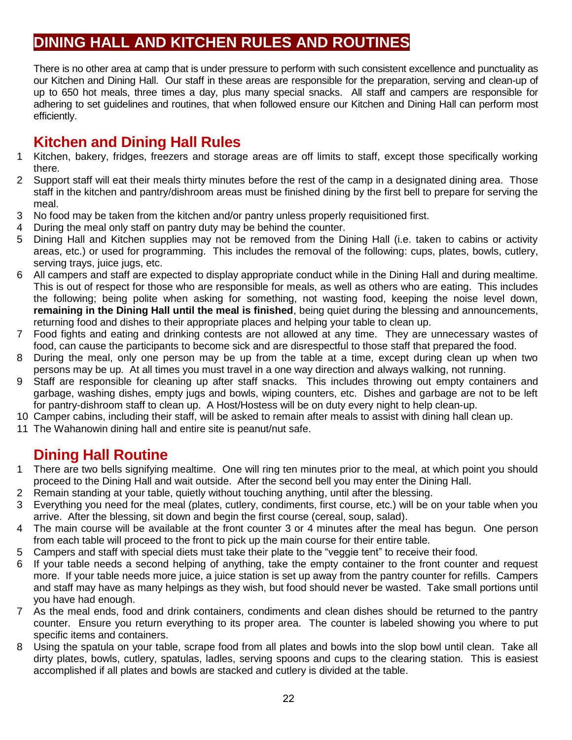# DINING HALL AND KITCHEN RULES AND ROUTINES

There is no other area at camp that is under pressure to perform with such consistent excellence and punctuality as our Kitchen and Dining Hall. Our staff in these areas are responsible for the preparation, serving and clean-up of up to 650 hot meals, three times a day, plus many special snacks. All staff and campers are responsible for adhering to set guidelines and routines, that when followed ensure our Kitchen and Dining Hall can perform most efficiently.

## Kitchen and Dining Hall Rules

1. Kitchen, bakery, fridges, freezers and storage areas are off limits to staff, except those specifically working there.
2. Support staff will eat their meals thirty minutes before the rest of the camp in a designated dining area. Those staff in the kitchen and pantry/dishroom areas must be finished dining by the first bell to prepare for serving the meal.
3. No food may be taken from the kitchen and/or pantry unless properly requisitioned first.
4. During the meal only staff on pantry duty may be behind the counter.
5. Dining Hall and Kitchen supplies may not be removed from the Dining Hall (i.e. taken to cabins or activity areas, etc.) or used for programming. This includes the removal of the following: cups, plates, bowls, cutlery, serving trays, juice jugs, etc.
6. All campers and staff are expected to display appropriate conduct while in the Dining Hall and during mealtime. This is out of respect for those who are responsible for meals, as well as others who are eating. This includes the following; being polite when asking for something, not wasting food, keeping the noise level down, **remaining in the Dining Hall until the meal is finished**, being quiet during the blessing and announcements, returning food and dishes to their appropriate places and helping your table to clean up.
7. Food fights and eating and drinking contests are not allowed at any time. They are unnecessary wastes of food, can cause the participants to become sick and are disrespectful to those staff that prepared the food.
8. During the meal, only one person may be up from the table at a time, except during clean up when two persons may be up. At all times you must travel in a one way direction and always walking, not running.
9. Staff are responsible for cleaning up after staff snacks. This includes throwing out empty containers and garbage, washing dishes, empty jugs and bowls, wiping counters, etc. Dishes and garbage are not to be left for pantry-dishroom staff to clean up. A Host/Hostess will be on duty every night to help clean-up.
10. Camper cabins, including their staff, will be asked to remain after meals to assist with dining hall clean up.
11. The Wahanowin dining hall and entire site is peanut/nut safe.

## Dining Hall Routine

1. There are two bells signifying mealtime. One will ring ten minutes prior to the meal, at which point you should proceed to the Dining Hall and wait outside. After the second bell you may enter the Dining Hall.
2. Remain standing at your table, quietly without touching anything, until after the blessing.
3. Everything you need for the meal (plates, cutlery, condiments, first course, etc.) will be on your table when you arrive. After the blessing, sit down and begin the first course (cereal, soup, salad).
4. The main course will be available at the front counter 3 or 4 minutes after the meal has begun. One person from each table will proceed to the front to pick up the main course for their entire table.
5. Campers and staff with special diets must take their plate to the "veggie tent" to receive their food.
6. If your table needs a second helping of anything, take the empty container to the front counter and request more. If your table needs more juice, a juice station is set up away from the pantry counter for refills. Campers and staff may have as many helpings as they wish, but food should never be wasted. Take small portions until you have had enough.
7. As the meal ends, food and drink containers, condiments and clean dishes should be returned to the pantry counter. Ensure you return everything to its proper area. The counter is labeled showing you where to put specific items and containers.
8. Using the spatula on your table, scrape food from all plates and bowls into the slop bowl until clean. Take all dirty plates, bowls, cutlery, spatulas, ladles, serving spoons and cups to the clearing station. This is easiest accomplished if all plates and bowls are stacked and cutlery is divided at the table.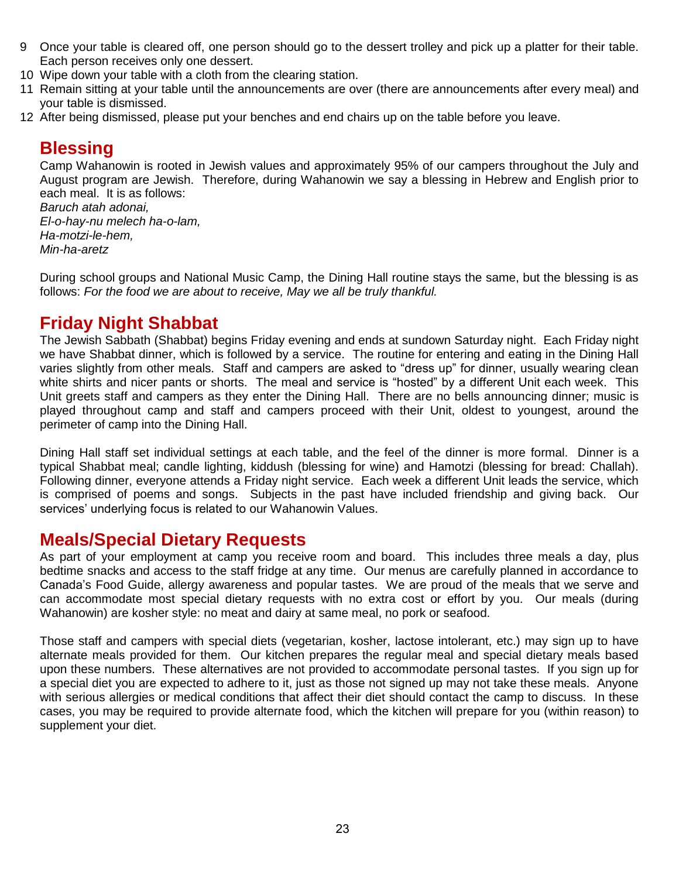9. Once your table is cleared off, one person should go to the dessert trolley and pick up a platter for their table. Each person receives only one dessert.
10. Wipe down your table with a cloth from the clearing station.
11. Remain sitting at your table until the announcements are over (there are announcements after every meal) and your table is dismissed.
12. After being dismissed, please put your benches and end chairs up on the table before you leave.

## Blessing

Camp Wahanowin is rooted in Jewish values and approximately 95% of our campers throughout the July and August program are Jewish. Therefore, during Wahanowin we say a blessing in Hebrew and English prior to each meal. It is as follows:
*Baruch atah adonai,*
*El-o-hay-nu melech ha-o-lam,*
*Ha-motzi-le-hem,*
*Min-ha-aretz*

During school groups and National Music Camp, the Dining Hall routine stays the same, but the blessing is as follows: *For the food we are about to receive, May we all be truly thankful.*

## Friday Night Shabbat

The Jewish Sabbath (Shabbat) begins Friday evening and ends at sundown Saturday night. Each Friday night we have Shabbat dinner, which is followed by a service. The routine for entering and eating in the Dining Hall varies slightly from other meals. Staff and campers are asked to "dress up" for dinner, usually wearing clean white shirts and nicer pants or shorts. The meal and service is "hosted" by a different Unit each week. This Unit greets staff and campers as they enter the Dining Hall. There are no bells announcing dinner; music is played throughout camp and staff and campers proceed with their Unit, oldest to youngest, around the perimeter of camp into the Dining Hall.

Dining Hall staff set individual settings at each table, and the feel of the dinner is more formal. Dinner is a typical Shabbat meal; candle lighting, kiddush (blessing for wine) and Hamotzi (blessing for bread: Challah). Following dinner, everyone attends a Friday night service. Each week a different Unit leads the service, which is comprised of poems and songs. Subjects in the past have included friendship and giving back. Our services' underlying focus is related to our Wahanowin Values.

## Meals/Special Dietary Requests

As part of your employment at camp you receive room and board. This includes three meals a day, plus bedtime snacks and access to the staff fridge at any time. Our menus are carefully planned in accordance to Canada's Food Guide, allergy awareness and popular tastes. We are proud of the meals that we serve and can accommodate most special dietary requests with no extra cost or effort by you. Our meals (during Wahanowin) are kosher style: no meat and dairy at same meal, no pork or seafood.

Those staff and campers with special diets (vegetarian, kosher, lactose intolerant, etc.) may sign up to have alternate meals provided for them. Our kitchen prepares the regular meal and special dietary meals based upon these numbers. These alternatives are not provided to accommodate personal tastes. If you sign up for a special diet you are expected to adhere to it, just as those not signed up may not take these meals. Anyone with serious allergies or medical conditions that affect their diet should contact the camp to discuss. In these cases, you may be required to provide alternate food, which the kitchen will prepare for you (within reason) to supplement your diet.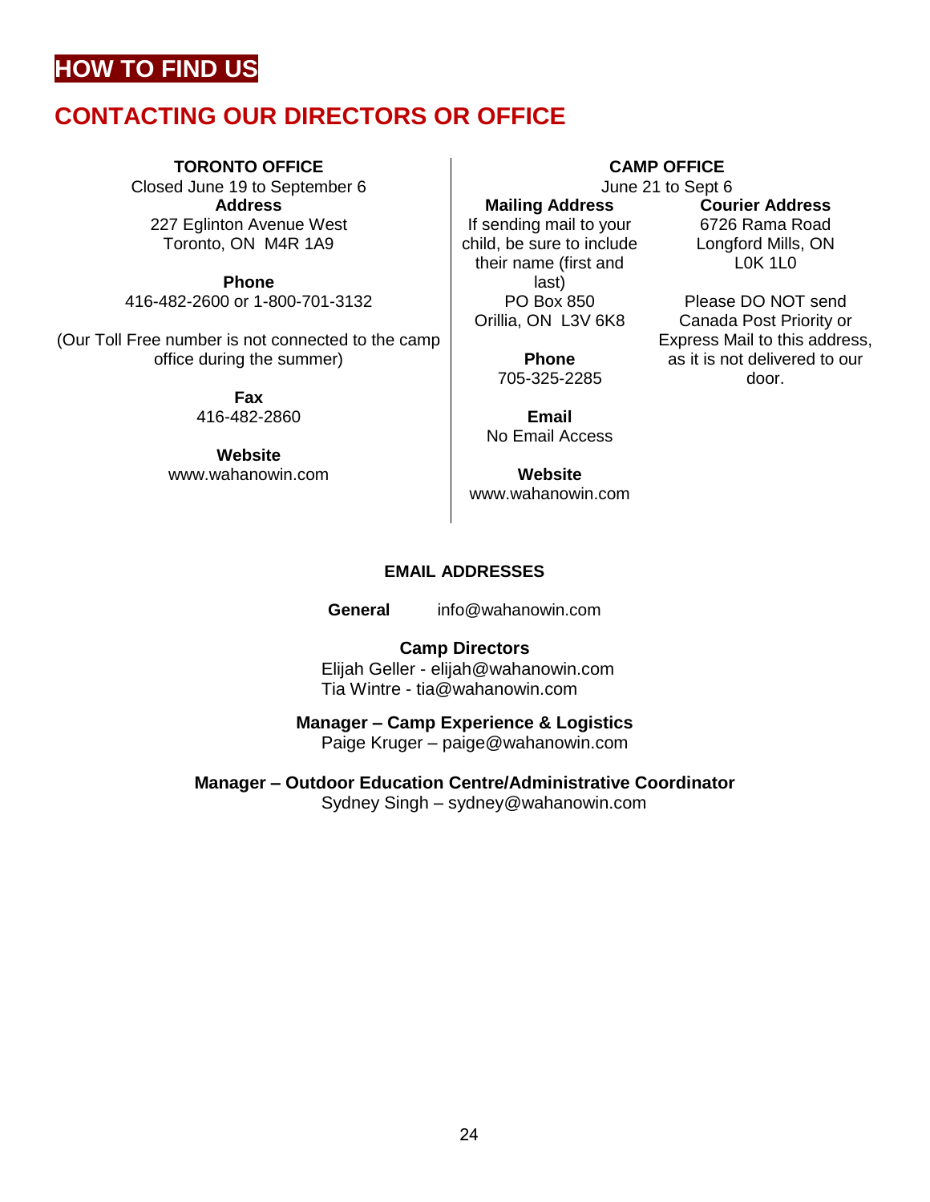# HOW TO FIND US

## CONTACTING OUR DIRECTORS OR OFFICE

**TORONTO OFFICE**
Closed June 19 to September 6

**Address**
227 Eglinton Avenue West
Toronto, ON  M4R 1A9

**Phone**
416-482-2600 or 1-800-701-3132

(Our Toll Free number is not connected to the camp office during the summer)

**Fax**
416-482-2860

**Website**
www.wahanowin.com

**CAMP OFFICE**
June 21 to Sept 6

**Mailing Address**
If sending mail to your child, be sure to include their name (first and last)
PO Box 850
Orillia, ON  L3V 6K8

**Phone**
705-325-2285

**Email**
No Email Access

**Website**
www.wahanowin.com

**Courier Address**
6726 Rama Road
Longford Mills, ON
L0K 1L0

Please DO NOT send Canada Post Priority or Express Mail to this address, as it is not delivered to our door.

**EMAIL ADDRESSES**

**General** info@wahanowin.com

**Camp Directors**
Elijah Geller - elijah@wahanowin.com
Tia Wintre - tia@wahanowin.com

**Manager – Camp Experience & Logistics**
Paige Kruger – paige@wahanowin.com

**Manager – Outdoor Education Centre/Administrative Coordinator**
Sydney Singh – sydney@wahanowin.com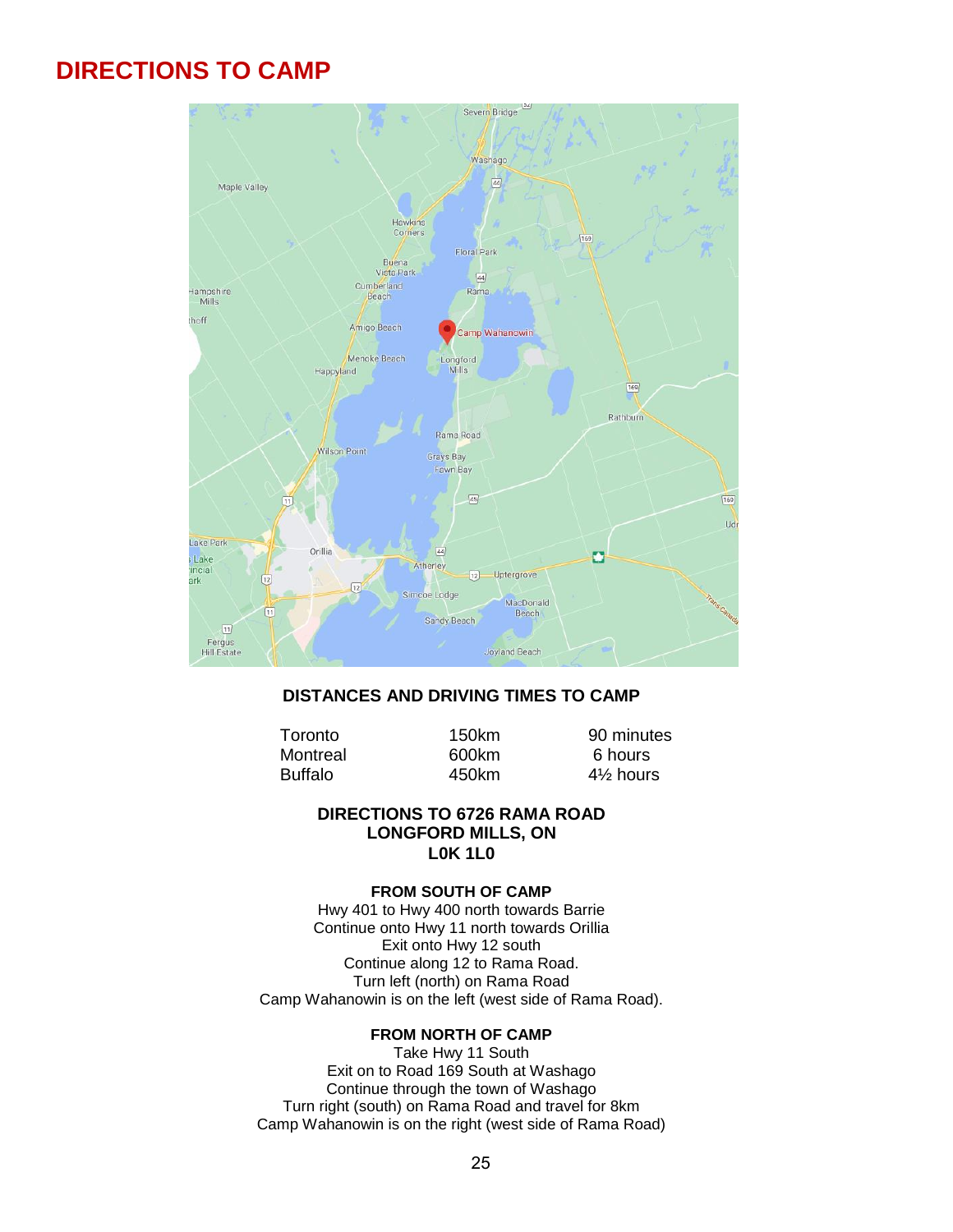# DIRECTIONS TO CAMP

**DISTANCES AND DRIVING TIMES TO CAMP**

| | | |
|---|---|---|
| Toronto | 150km | 90 minutes |
| Montreal | 600km | 6 hours |
| Buffalo | 450km | 4½ hours |

**DIRECTIONS TO 6726 RAMA ROAD**
**LONGFORD MILLS, ON**
**L0K 1L0**

**FROM SOUTH OF CAMP**

Hwy 401 to Hwy 400 north towards Barrie
Continue onto Hwy 11 north towards Orillia
Exit onto Hwy 12 south
Continue along 12 to Rama Road.
Turn left (north) on Rama Road
Camp Wahanowin is on the left (west side of Rama Road).

**FROM NORTH OF CAMP**

Take Hwy 11 South
Exit on to Road 169 South at Washago
Continue through the town of Washago
Turn right (south) on Rama Road and travel for 8km
Camp Wahanowin is on the right (west side of Rama Road)